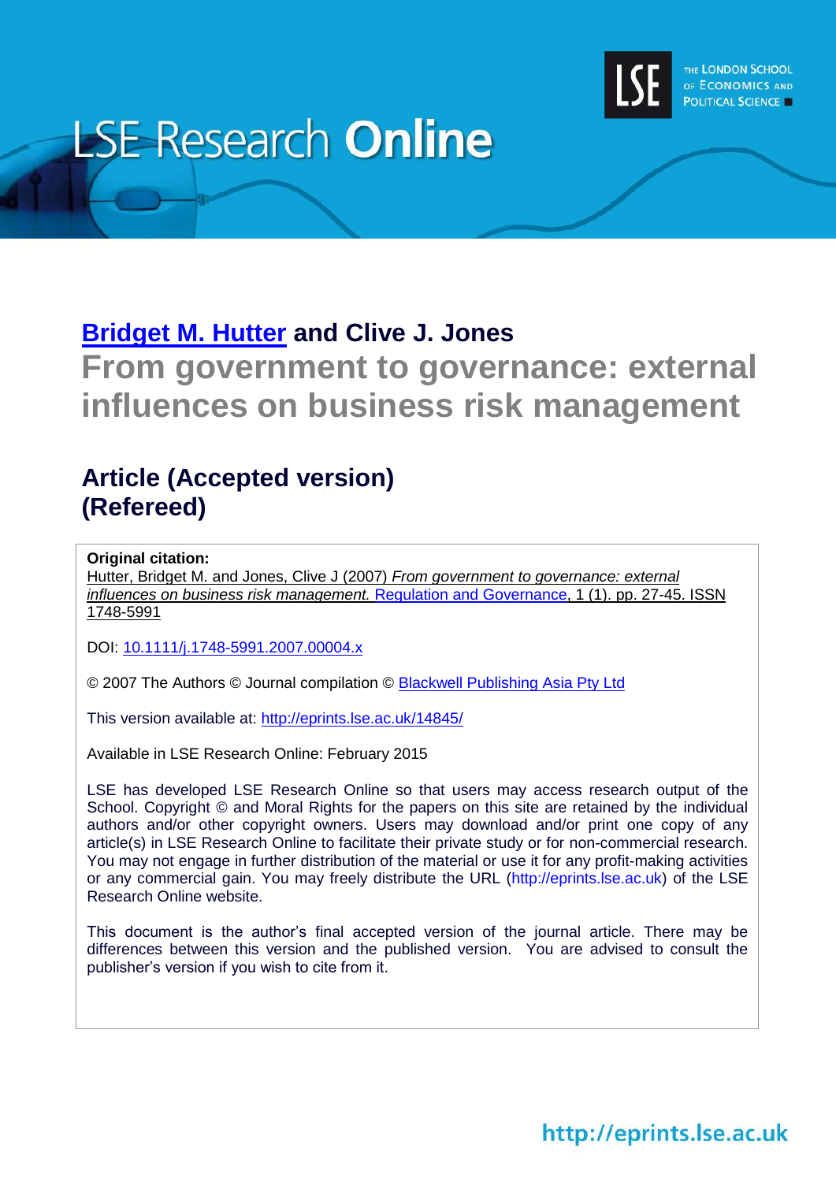# LSE Research Online

**Bridget M. Hutter and Clive J. Jones**

# From government to governance: external influences on business risk management

## Article (Accepted version) (Refereed)

**Original citation:**
Hutter, Bridget M. and Jones, Clive J (2007) *From government to governance: external influences on business risk management.* Regulation and Governance, 1 (1). pp. 27-45. ISSN 1748-5991

DOI: 10.1111/j.1748-5991.2007.00004.x

© 2007 The Authors © Journal compilation © Blackwell Publishing Asia Pty Ltd

This version available at: http://eprints.lse.ac.uk/14845/

Available in LSE Research Online: February 2015

LSE has developed LSE Research Online so that users may access research output of the School. Copyright © and Moral Rights for the papers on this site are retained by the individual authors and/or other copyright owners. Users may download and/or print one copy of any article(s) in LSE Research Online to facilitate their private study or for non-commercial research. You may not engage in further distribution of the material or use it for any profit-making activities or any commercial gain. You may freely distribute the URL (http://eprints.lse.ac.uk) of the LSE Research Online website.

This document is the author's final accepted version of the journal article. There may be differences between this version and the published version. You are advised to consult the publisher's version if you wish to cite from it.

http://eprints.lse.ac.uk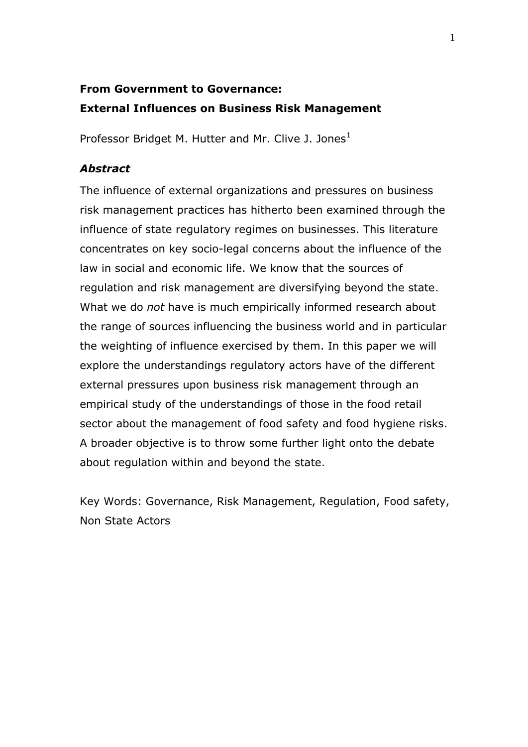**From Government to Governance:**

**External Influences on Business Risk Management**

Professor Bridget M. Hutter and Mr. Clive J. Jones[1]

***Abstract***

The influence of external organizations and pressures on business risk management practices has hitherto been examined through the influence of state regulatory regimes on businesses. This literature concentrates on key socio-legal concerns about the influence of the law in social and economic life. We know that the sources of regulation and risk management are diversifying beyond the state. What we do *not* have is much empirically informed research about the range of sources influencing the business world and in particular the weighting of influence exercised by them. In this paper we will explore the understandings regulatory actors have of the different external pressures upon business risk management through an empirical study of the understandings of those in the food retail sector about the management of food safety and food hygiene risks. A broader objective is to throw some further light onto the debate about regulation within and beyond the state.

Key Words: Governance, Risk Management, Regulation, Food safety, Non State Actors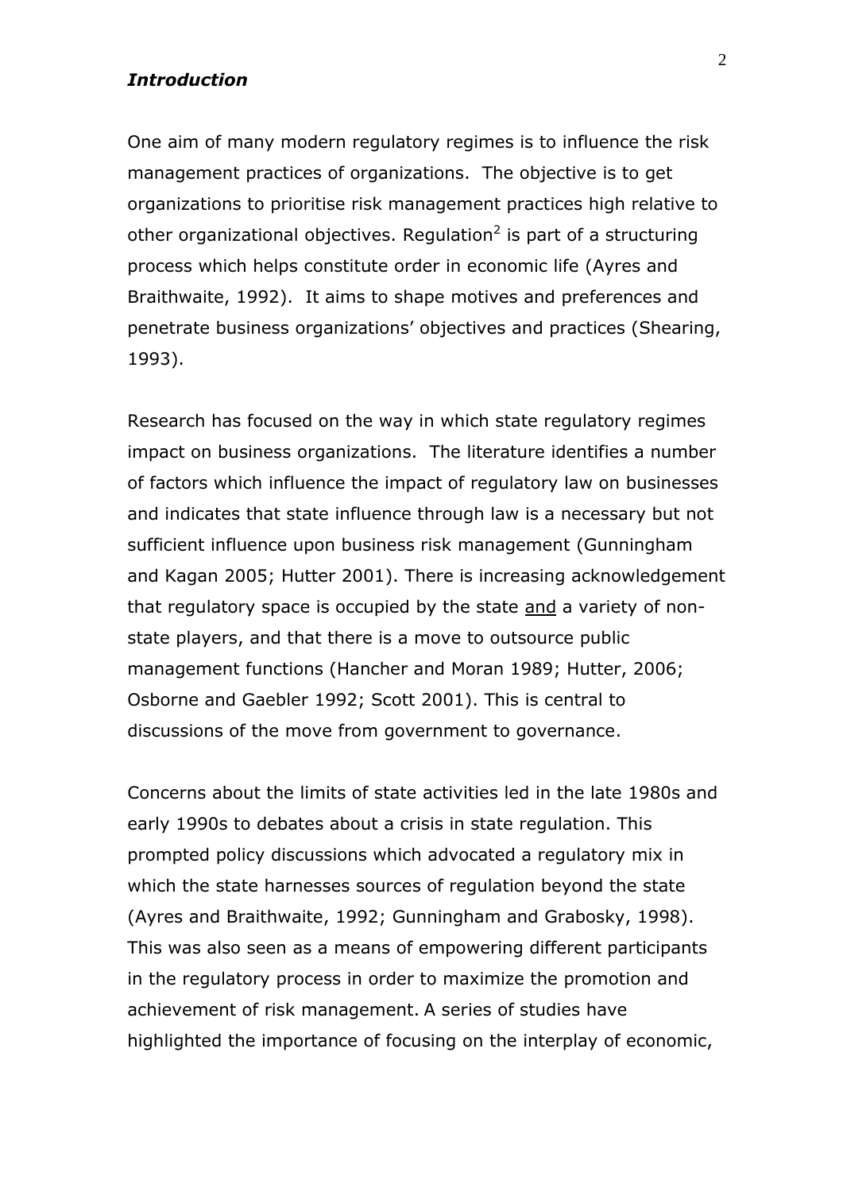### *Introduction*

One aim of many modern regulatory regimes is to influence the risk management practices of organizations. The objective is to get organizations to prioritise risk management practices high relative to other organizational objectives. Regulation[2] is part of a structuring process which helps constitute order in economic life (Ayres and Braithwaite, 1992). It aims to shape motives and preferences and penetrate business organizations' objectives and practices (Shearing, 1993).

Research has focused on the way in which state regulatory regimes impact on business organizations. The literature identifies a number of factors which influence the impact of regulatory law on businesses and indicates that state influence through law is a necessary but not sufficient influence upon business risk management (Gunningham and Kagan 2005; Hutter 2001). There is increasing acknowledgement that regulatory space is occupied by the state <u>and</u> a variety of non-state players, and that there is a move to outsource public management functions (Hancher and Moran 1989; Hutter, 2006; Osborne and Gaebler 1992; Scott 2001). This is central to discussions of the move from government to governance.

Concerns about the limits of state activities led in the late 1980s and early 1990s to debates about a crisis in state regulation. This prompted policy discussions which advocated a regulatory mix in which the state harnesses sources of regulation beyond the state (Ayres and Braithwaite, 1992; Gunningham and Grabosky, 1998). This was also seen as a means of empowering different participants in the regulatory process in order to maximize the promotion and achievement of risk management. A series of studies have highlighted the importance of focusing on the interplay of economic,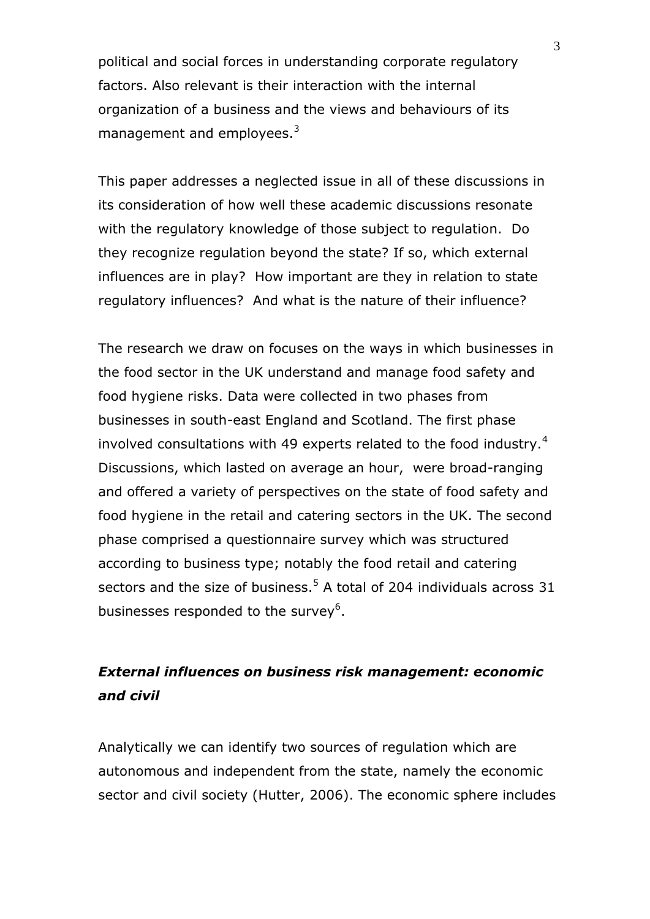political and social forces in understanding corporate regulatory factors. Also relevant is their interaction with the internal organization of a business and the views and behaviours of its management and employees.[3]

This paper addresses a neglected issue in all of these discussions in its consideration of how well these academic discussions resonate with the regulatory knowledge of those subject to regulation. Do they recognize regulation beyond the state? If so, which external influences are in play? How important are they in relation to state regulatory influences? And what is the nature of their influence?

The research we draw on focuses on the ways in which businesses in the food sector in the UK understand and manage food safety and food hygiene risks. Data were collected in two phases from businesses in south-east England and Scotland. The first phase involved consultations with 49 experts related to the food industry.[4] Discussions, which lasted on average an hour, were broad-ranging and offered a variety of perspectives on the state of food safety and food hygiene in the retail and catering sectors in the UK. The second phase comprised a questionnaire survey which was structured according to business type; notably the food retail and catering sectors and the size of business.[5] A total of 204 individuals across 31 businesses responded to the survey[6].

### *External influences on business risk management: economic and civil*

Analytically we can identify two sources of regulation which are autonomous and independent from the state, namely the economic sector and civil society (Hutter, 2006). The economic sphere includes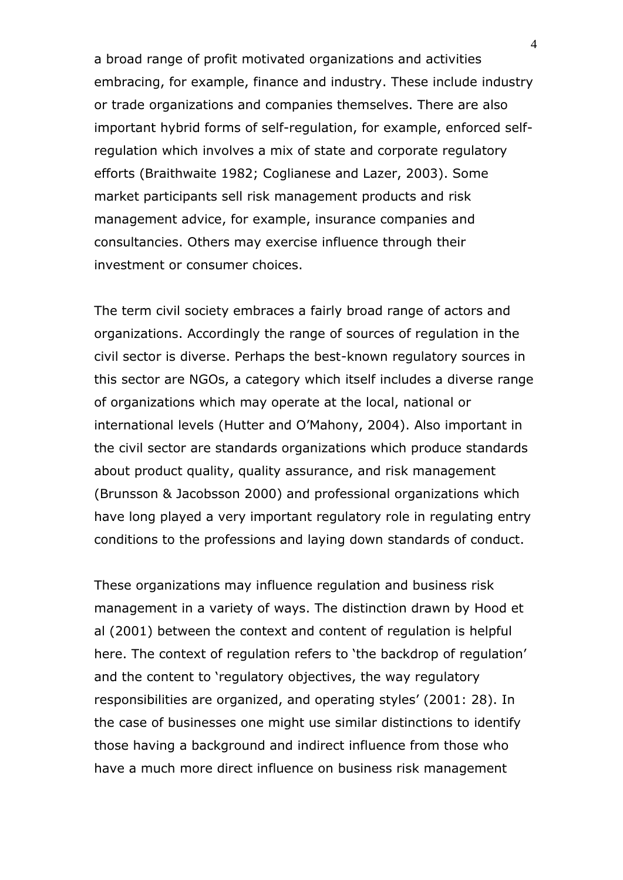a broad range of profit motivated organizations and activities embracing, for example, finance and industry. These include industry or trade organizations and companies themselves. There are also important hybrid forms of self-regulation, for example, enforced self-regulation which involves a mix of state and corporate regulatory efforts (Braithwaite 1982; Coglianese and Lazer, 2003). Some market participants sell risk management products and risk management advice, for example, insurance companies and consultancies. Others may exercise influence through their investment or consumer choices.

The term civil society embraces a fairly broad range of actors and organizations. Accordingly the range of sources of regulation in the civil sector is diverse. Perhaps the best-known regulatory sources in this sector are NGOs, a category which itself includes a diverse range of organizations which may operate at the local, national or international levels (Hutter and O'Mahony, 2004). Also important in the civil sector are standards organizations which produce standards about product quality, quality assurance, and risk management (Brunsson & Jacobsson 2000) and professional organizations which have long played a very important regulatory role in regulating entry conditions to the professions and laying down standards of conduct.

These organizations may influence regulation and business risk management in a variety of ways. The distinction drawn by Hood et al (2001) between the context and content of regulation is helpful here. The context of regulation refers to 'the backdrop of regulation' and the content to 'regulatory objectives, the way regulatory responsibilities are organized, and operating styles' (2001: 28). In the case of businesses one might use similar distinctions to identify those having a background and indirect influence from those who have a much more direct influence on business risk management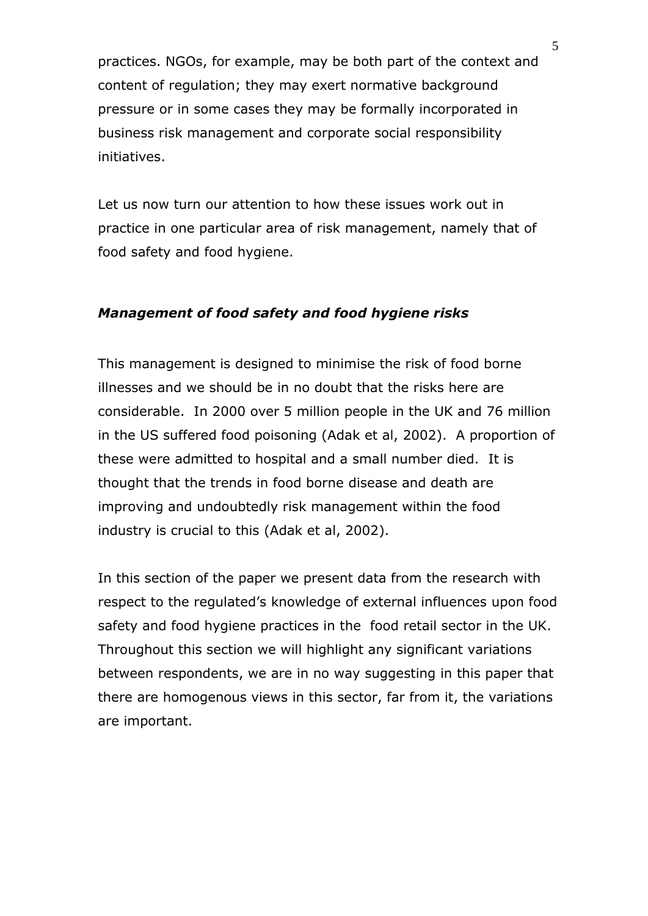practices. NGOs, for example, may be both part of the context and content of regulation; they may exert normative background pressure or in some cases they may be formally incorporated in business risk management and corporate social responsibility initiatives.

Let us now turn our attention to how these issues work out in practice in one particular area of risk management, namely that of food safety and food hygiene.

### *Management of food safety and food hygiene risks*

This management is designed to minimise the risk of food borne illnesses and we should be in no doubt that the risks here are considerable. In 2000 over 5 million people in the UK and 76 million in the US suffered food poisoning (Adak et al, 2002). A proportion of these were admitted to hospital and a small number died. It is thought that the trends in food borne disease and death are improving and undoubtedly risk management within the food industry is crucial to this (Adak et al, 2002).

In this section of the paper we present data from the research with respect to the regulated's knowledge of external influences upon food safety and food hygiene practices in the food retail sector in the UK. Throughout this section we will highlight any significant variations between respondents, we are in no way suggesting in this paper that there are homogenous views in this sector, far from it, the variations are important.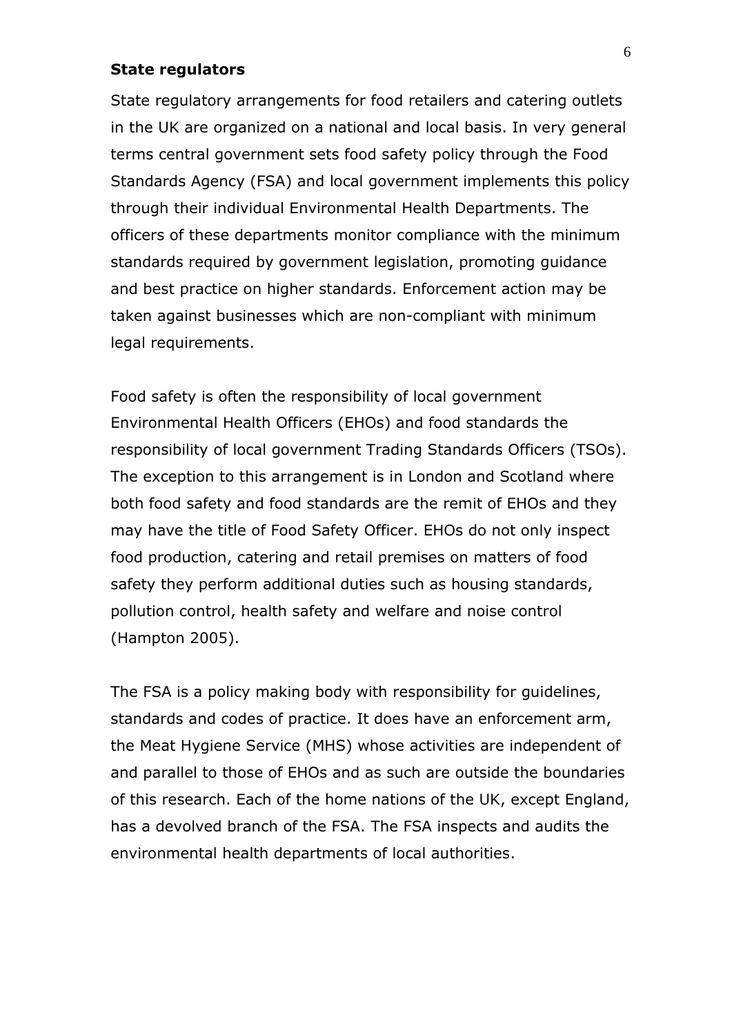## State regulators

State regulatory arrangements for food retailers and catering outlets in the UK are organized on a national and local basis. In very general terms central government sets food safety policy through the Food Standards Agency (FSA) and local government implements this policy through their individual Environmental Health Departments. The officers of these departments monitor compliance with the minimum standards required by government legislation, promoting guidance and best practice on higher standards. Enforcement action may be taken against businesses which are non-compliant with minimum legal requirements.

Food safety is often the responsibility of local government Environmental Health Officers (EHOs) and food standards the responsibility of local government Trading Standards Officers (TSOs). The exception to this arrangement is in London and Scotland where both food safety and food standards are the remit of EHOs and they may have the title of Food Safety Officer. EHOs do not only inspect food production, catering and retail premises on matters of food safety they perform additional duties such as housing standards, pollution control, health safety and welfare and noise control (Hampton 2005).

The FSA is a policy making body with responsibility for guidelines, standards and codes of practice. It does have an enforcement arm, the Meat Hygiene Service (MHS) whose activities are independent of and parallel to those of EHOs and as such are outside the boundaries of this research. Each of the home nations of the UK, except England, has a devolved branch of the FSA. The FSA inspects and audits the environmental health departments of local authorities.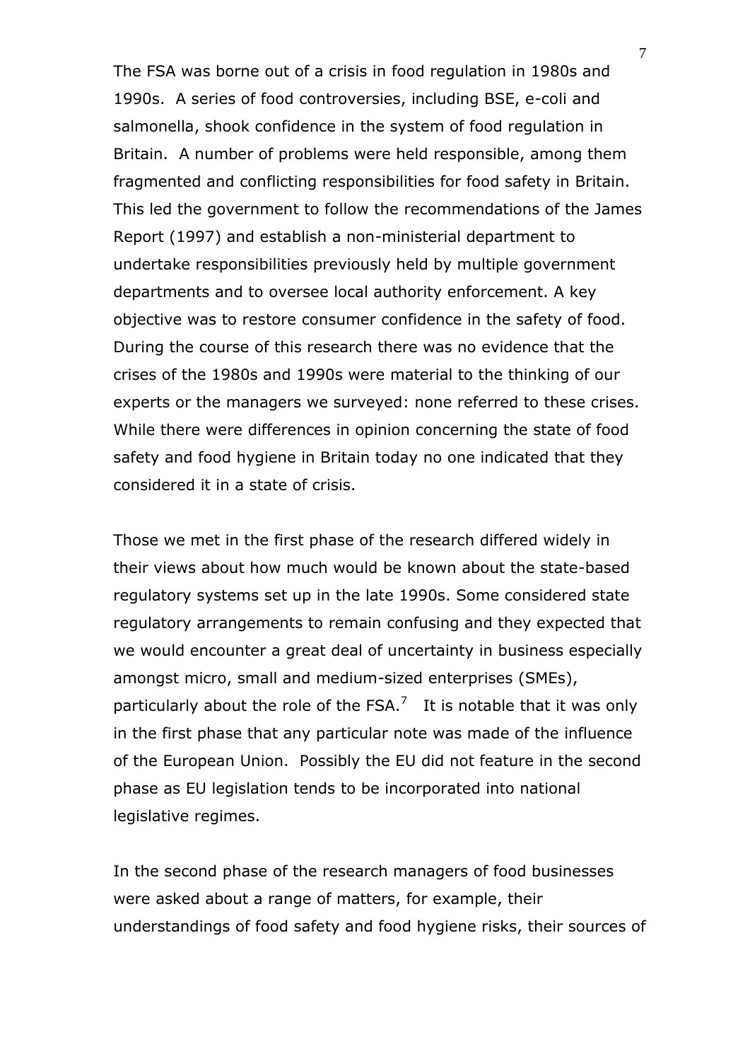The FSA was borne out of a crisis in food regulation in 1980s and 1990s. A series of food controversies, including BSE, e-coli and salmonella, shook confidence in the system of food regulation in Britain. A number of problems were held responsible, among them fragmented and conflicting responsibilities for food safety in Britain. This led the government to follow the recommendations of the James Report (1997) and establish a non-ministerial department to undertake responsibilities previously held by multiple government departments and to oversee local authority enforcement. A key objective was to restore consumer confidence in the safety of food. During the course of this research there was no evidence that the crises of the 1980s and 1990s were material to the thinking of our experts or the managers we surveyed: none referred to these crises. While there were differences in opinion concerning the state of food safety and food hygiene in Britain today no one indicated that they considered it in a state of crisis.

Those we met in the first phase of the research differed widely in their views about how much would be known about the state-based regulatory systems set up in the late 1990s. Some considered state regulatory arrangements to remain confusing and they expected that we would encounter a great deal of uncertainty in business especially amongst micro, small and medium-sized enterprises (SMEs), particularly about the role of the FSA.[7] It is notable that it was only in the first phase that any particular note was made of the influence of the European Union. Possibly the EU did not feature in the second phase as EU legislation tends to be incorporated into national legislative regimes.

In the second phase of the research managers of food businesses were asked about a range of matters, for example, their understandings of food safety and food hygiene risks, their sources of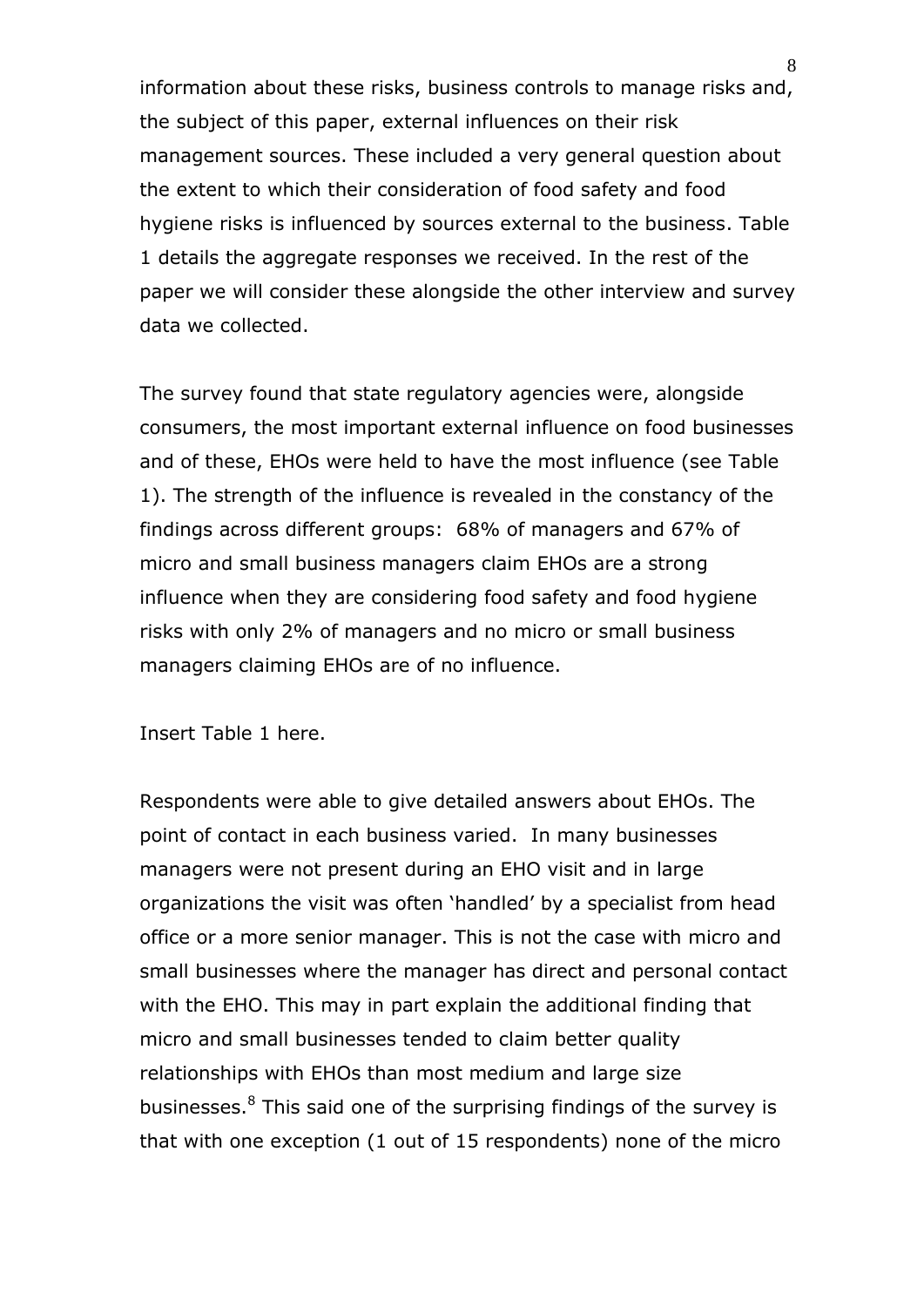information about these risks, business controls to manage risks and, the subject of this paper, external influences on their risk management sources. These included a very general question about the extent to which their consideration of food safety and food hygiene risks is influenced by sources external to the business. Table 1 details the aggregate responses we received. In the rest of the paper we will consider these alongside the other interview and survey data we collected.

The survey found that state regulatory agencies were, alongside consumers, the most important external influence on food businesses and of these, EHOs were held to have the most influence (see Table 1). The strength of the influence is revealed in the constancy of the findings across different groups: 68% of managers and 67% of micro and small business managers claim EHOs are a strong influence when they are considering food safety and food hygiene risks with only 2% of managers and no micro or small business managers claiming EHOs are of no influence.

Insert Table 1 here.

Respondents were able to give detailed answers about EHOs. The point of contact in each business varied. In many businesses managers were not present during an EHO visit and in large organizations the visit was often 'handled' by a specialist from head office or a more senior manager. This is not the case with micro and small businesses where the manager has direct and personal contact with the EHO. This may in part explain the additional finding that micro and small businesses tended to claim better quality relationships with EHOs than most medium and large size businesses.[8] This said one of the surprising findings of the survey is that with one exception (1 out of 15 respondents) none of the micro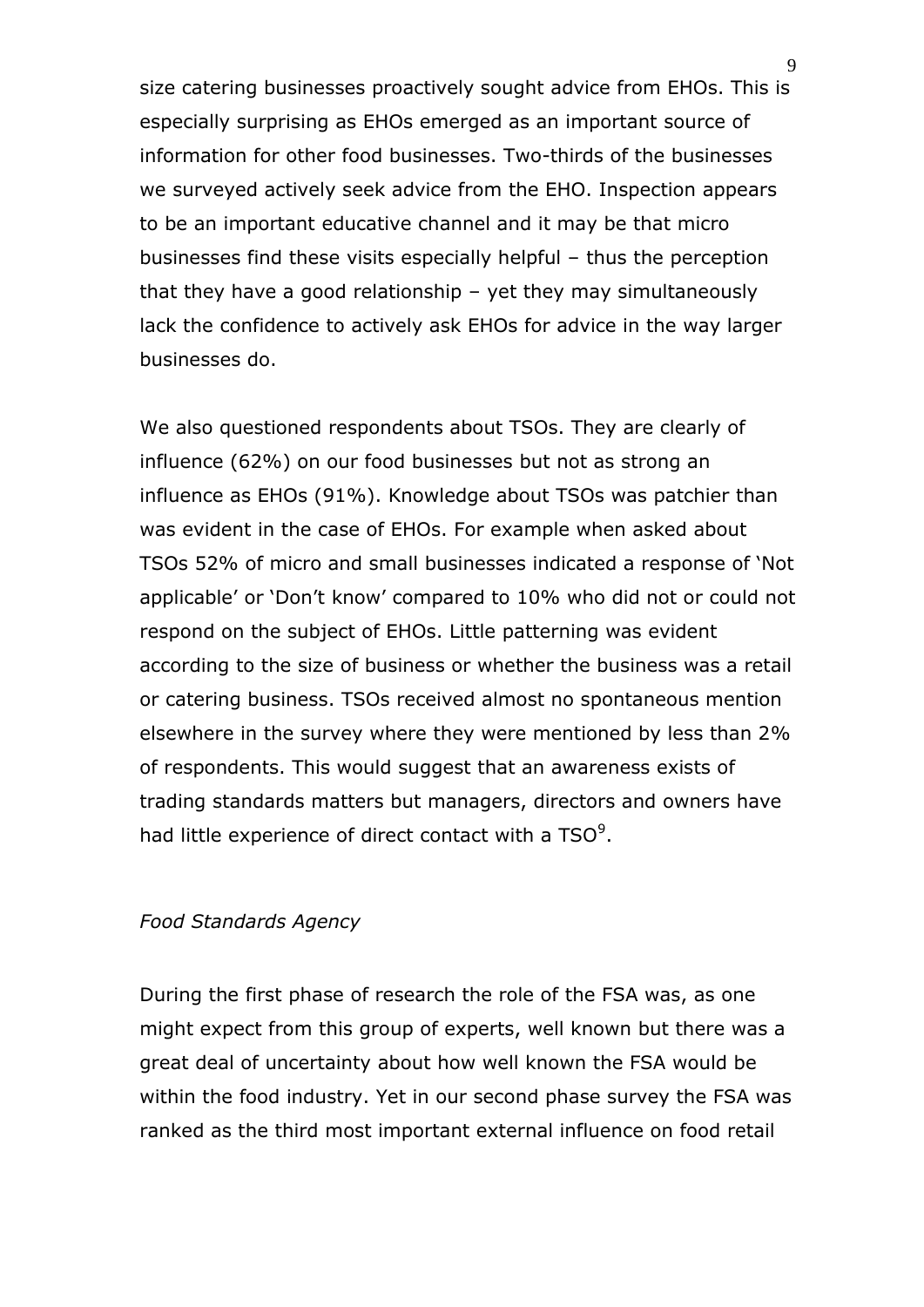size catering businesses proactively sought advice from EHOs. This is especially surprising as EHOs emerged as an important source of information for other food businesses. Two-thirds of the businesses we surveyed actively seek advice from the EHO. Inspection appears to be an important educative channel and it may be that micro businesses find these visits especially helpful – thus the perception that they have a good relationship – yet they may simultaneously lack the confidence to actively ask EHOs for advice in the way larger businesses do.

We also questioned respondents about TSOs. They are clearly of influence (62%) on our food businesses but not as strong an influence as EHOs (91%). Knowledge about TSOs was patchier than was evident in the case of EHOs. For example when asked about TSOs 52% of micro and small businesses indicated a response of 'Not applicable' or 'Don't know' compared to 10% who did not or could not respond on the subject of EHOs. Little patterning was evident according to the size of business or whether the business was a retail or catering business. TSOs received almost no spontaneous mention elsewhere in the survey where they were mentioned by less than 2% of respondents. This would suggest that an awareness exists of trading standards matters but managers, directors and owners have had little experience of direct contact with a TSO[9].

*Food Standards Agency*

During the first phase of research the role of the FSA was, as one might expect from this group of experts, well known but there was a great deal of uncertainty about how well known the FSA would be within the food industry. Yet in our second phase survey the FSA was ranked as the third most important external influence on food retail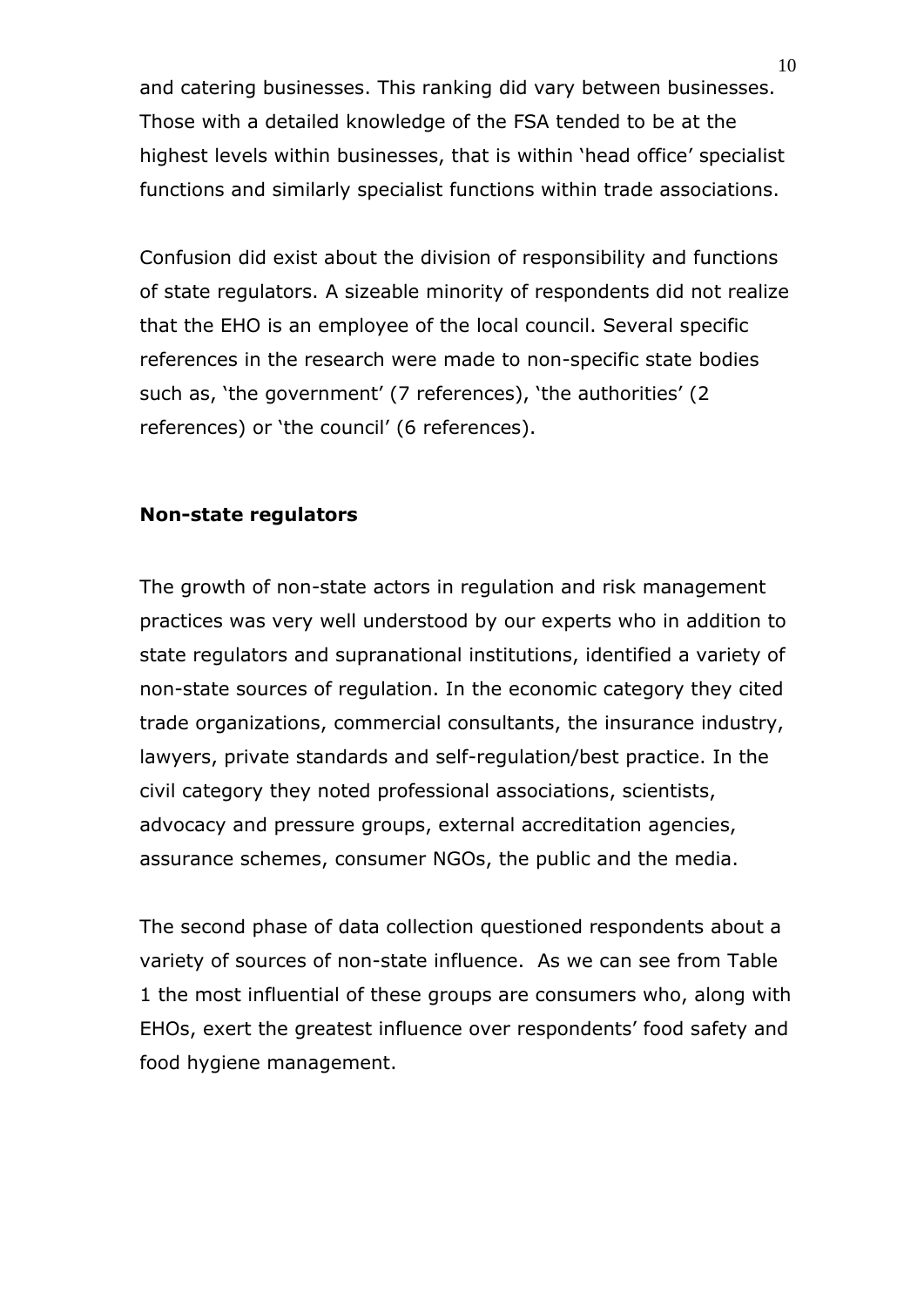and catering businesses. This ranking did vary between businesses. Those with a detailed knowledge of the FSA tended to be at the highest levels within businesses, that is within 'head office' specialist functions and similarly specialist functions within trade associations.

Confusion did exist about the division of responsibility and functions of state regulators. A sizeable minority of respondents did not realize that the EHO is an employee of the local council. Several specific references in the research were made to non-specific state bodies such as, 'the government' (7 references), 'the authorities' (2 references) or 'the council' (6 references).

**Non-state regulators**

The growth of non-state actors in regulation and risk management practices was very well understood by our experts who in addition to state regulators and supranational institutions, identified a variety of non-state sources of regulation. In the economic category they cited trade organizations, commercial consultants, the insurance industry, lawyers, private standards and self-regulation/best practice. In the civil category they noted professional associations, scientists, advocacy and pressure groups, external accreditation agencies, assurance schemes, consumer NGOs, the public and the media.

The second phase of data collection questioned respondents about a variety of sources of non-state influence. As we can see from Table 1 the most influential of these groups are consumers who, along with EHOs, exert the greatest influence over respondents' food safety and food hygiene management.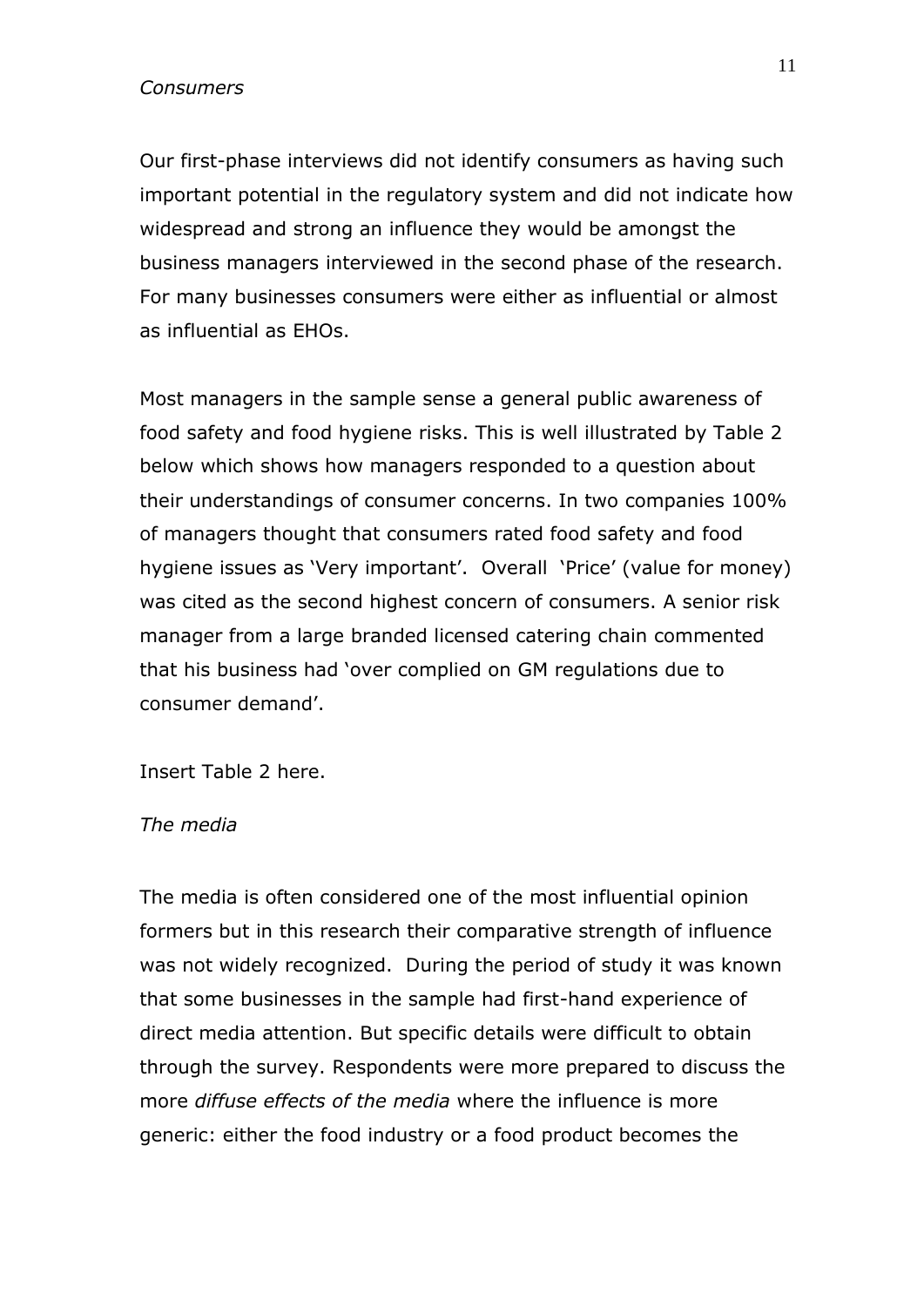*Consumers*

Our first-phase interviews did not identify consumers as having such important potential in the regulatory system and did not indicate how widespread and strong an influence they would be amongst the business managers interviewed in the second phase of the research. For many businesses consumers were either as influential or almost as influential as EHOs.

Most managers in the sample sense a general public awareness of food safety and food hygiene risks. This is well illustrated by Table 2 below which shows how managers responded to a question about their understandings of consumer concerns. In two companies 100% of managers thought that consumers rated food safety and food hygiene issues as 'Very important'. Overall 'Price' (value for money) was cited as the second highest concern of consumers. A senior risk manager from a large branded licensed catering chain commented that his business had 'over complied on GM regulations due to consumer demand'.

Insert Table 2 here.

*The media*

The media is often considered one of the most influential opinion formers but in this research their comparative strength of influence was not widely recognized. During the period of study it was known that some businesses in the sample had first-hand experience of direct media attention. But specific details were difficult to obtain through the survey. Respondents were more prepared to discuss the more *diffuse effects of the media* where the influence is more generic: either the food industry or a food product becomes the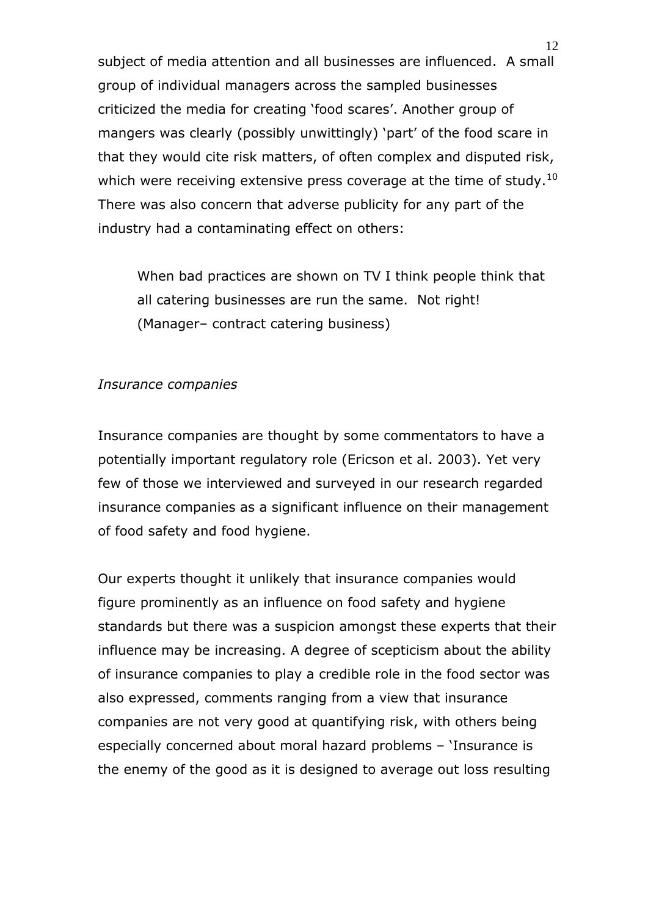subject of media attention and all businesses are influenced. A small group of individual managers across the sampled businesses criticized the media for creating 'food scares'. Another group of mangers was clearly (possibly unwittingly) 'part' of the food scare in that they would cite risk matters, of often complex and disputed risk, which were receiving extensive press coverage at the time of study.[10] There was also concern that adverse publicity for any part of the industry had a contaminating effect on others:

> When bad practices are shown on TV I think people think that all catering businesses are run the same. Not right! (Manager– contract catering business)

*Insurance companies*

Insurance companies are thought by some commentators to have a potentially important regulatory role (Ericson et al. 2003). Yet very few of those we interviewed and surveyed in our research regarded insurance companies as a significant influence on their management of food safety and food hygiene.

Our experts thought it unlikely that insurance companies would figure prominently as an influence on food safety and hygiene standards but there was a suspicion amongst these experts that their influence may be increasing. A degree of scepticism about the ability of insurance companies to play a credible role in the food sector was also expressed, comments ranging from a view that insurance companies are not very good at quantifying risk, with others being especially concerned about moral hazard problems – 'Insurance is the enemy of the good as it is designed to average out loss resulting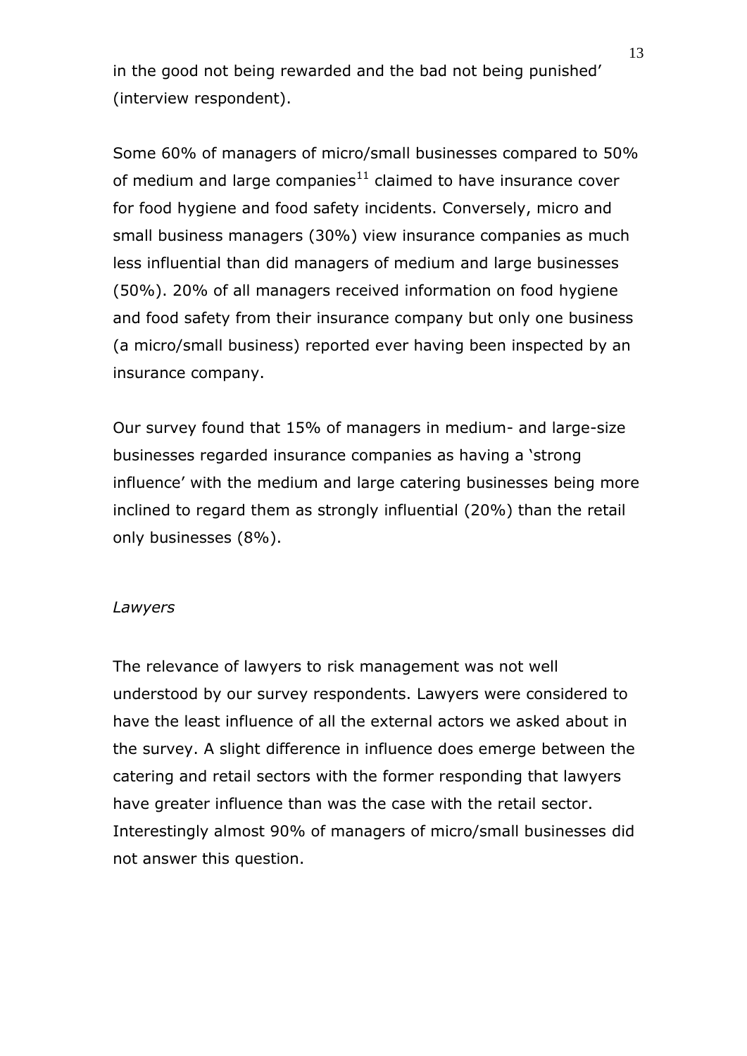in the good not being rewarded and the bad not being punished' (interview respondent).

Some 60% of managers of micro/small businesses compared to 50% of medium and large companies[11] claimed to have insurance cover for food hygiene and food safety incidents. Conversely, micro and small business managers (30%) view insurance companies as much less influential than did managers of medium and large businesses (50%). 20% of all managers received information on food hygiene and food safety from their insurance company but only one business (a micro/small business) reported ever having been inspected by an insurance company.

Our survey found that 15% of managers in medium- and large-size businesses regarded insurance companies as having a 'strong influence' with the medium and large catering businesses being more inclined to regard them as strongly influential (20%) than the retail only businesses (8%).

*Lawyers*

The relevance of lawyers to risk management was not well understood by our survey respondents. Lawyers were considered to have the least influence of all the external actors we asked about in the survey. A slight difference in influence does emerge between the catering and retail sectors with the former responding that lawyers have greater influence than was the case with the retail sector. Interestingly almost 90% of managers of micro/small businesses did not answer this question.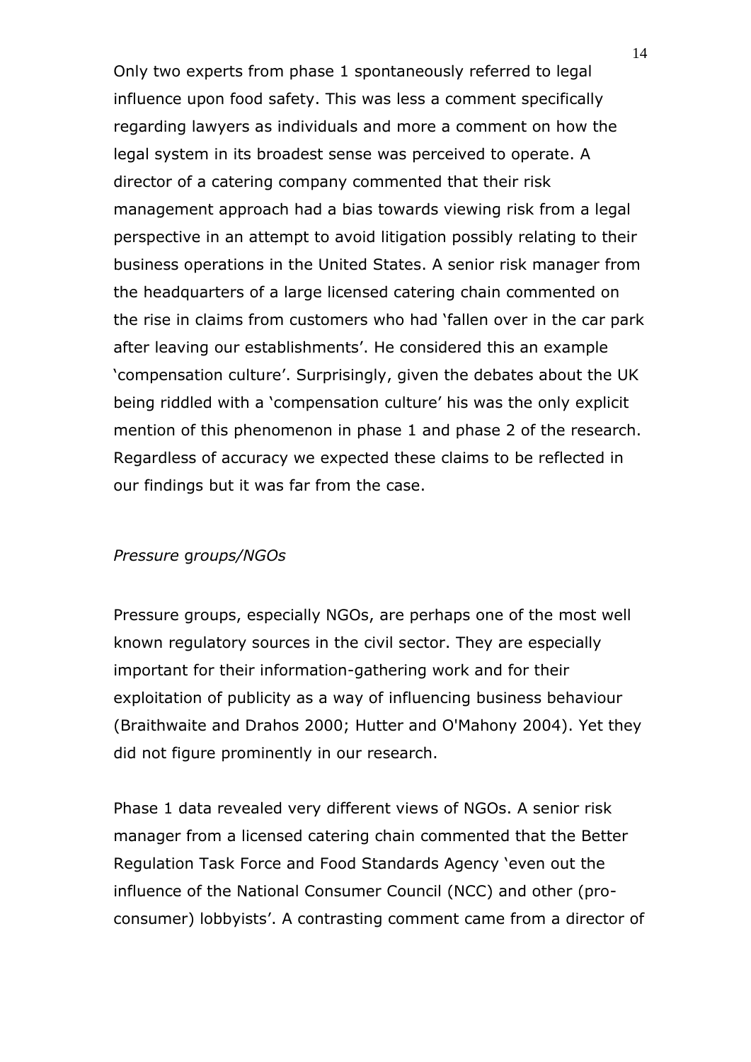Only two experts from phase 1 spontaneously referred to legal influence upon food safety. This was less a comment specifically regarding lawyers as individuals and more a comment on how the legal system in its broadest sense was perceived to operate. A director of a catering company commented that their risk management approach had a bias towards viewing risk from a legal perspective in an attempt to avoid litigation possibly relating to their business operations in the United States. A senior risk manager from the headquarters of a large licensed catering chain commented on the rise in claims from customers who had 'fallen over in the car park after leaving our establishments'. He considered this an example 'compensation culture'. Surprisingly, given the debates about the UK being riddled with a 'compensation culture' his was the only explicit mention of this phenomenon in phase 1 and phase 2 of the research. Regardless of accuracy we expected these claims to be reflected in our findings but it was far from the case.

*Pressure groups/NGOs*

Pressure groups, especially NGOs, are perhaps one of the most well known regulatory sources in the civil sector. They are especially important for their information-gathering work and for their exploitation of publicity as a way of influencing business behaviour (Braithwaite and Drahos 2000; Hutter and O'Mahony 2004). Yet they did not figure prominently in our research.

Phase 1 data revealed very different views of NGOs. A senior risk manager from a licensed catering chain commented that the Better Regulation Task Force and Food Standards Agency 'even out the influence of the National Consumer Council (NCC) and other (pro-consumer) lobbyists'. A contrasting comment came from a director of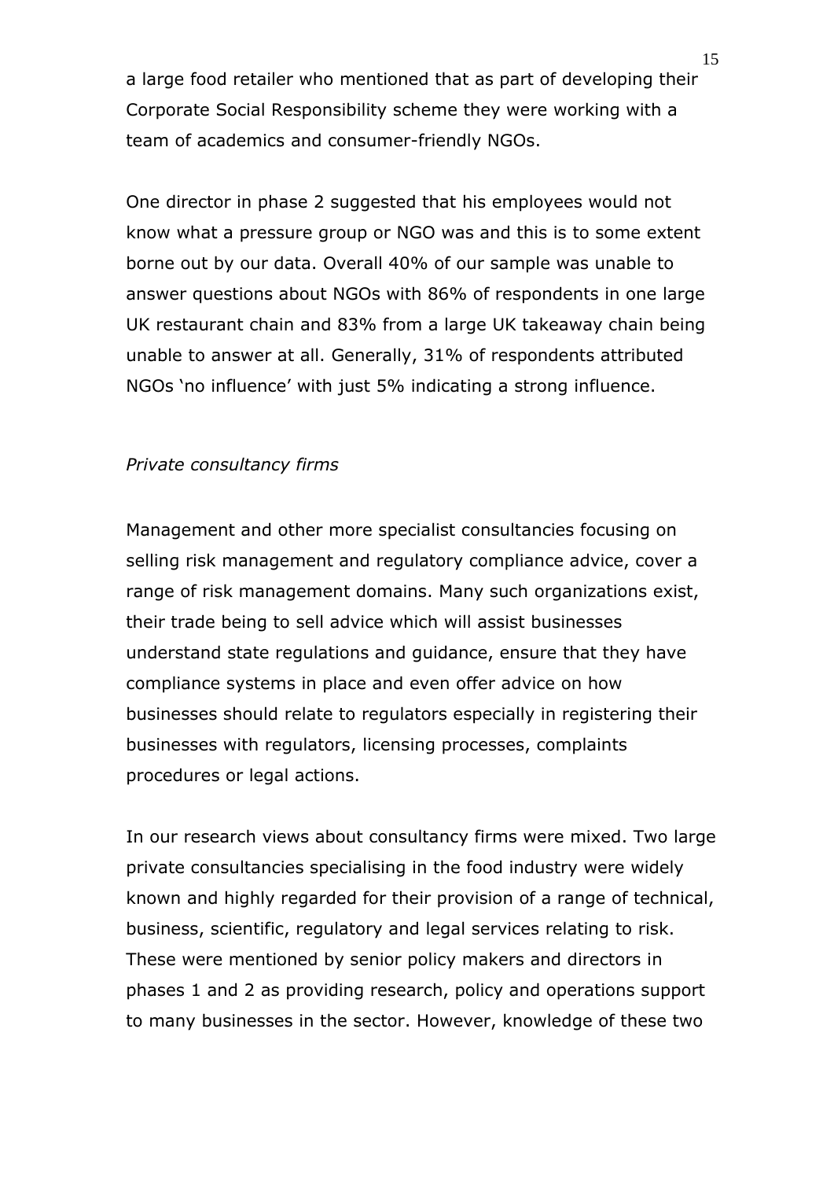a large food retailer who mentioned that as part of developing their Corporate Social Responsibility scheme they were working with a team of academics and consumer-friendly NGOs.

One director in phase 2 suggested that his employees would not know what a pressure group or NGO was and this is to some extent borne out by our data. Overall 40% of our sample was unable to answer questions about NGOs with 86% of respondents in one large UK restaurant chain and 83% from a large UK takeaway chain being unable to answer at all. Generally, 31% of respondents attributed NGOs 'no influence' with just 5% indicating a strong influence.

*Private consultancy firms*

Management and other more specialist consultancies focusing on selling risk management and regulatory compliance advice, cover a range of risk management domains. Many such organizations exist, their trade being to sell advice which will assist businesses understand state regulations and guidance, ensure that they have compliance systems in place and even offer advice on how businesses should relate to regulators especially in registering their businesses with regulators, licensing processes, complaints procedures or legal actions.

In our research views about consultancy firms were mixed. Two large private consultancies specialising in the food industry were widely known and highly regarded for their provision of a range of technical, business, scientific, regulatory and legal services relating to risk. These were mentioned by senior policy makers and directors in phases 1 and 2 as providing research, policy and operations support to many businesses in the sector. However, knowledge of these two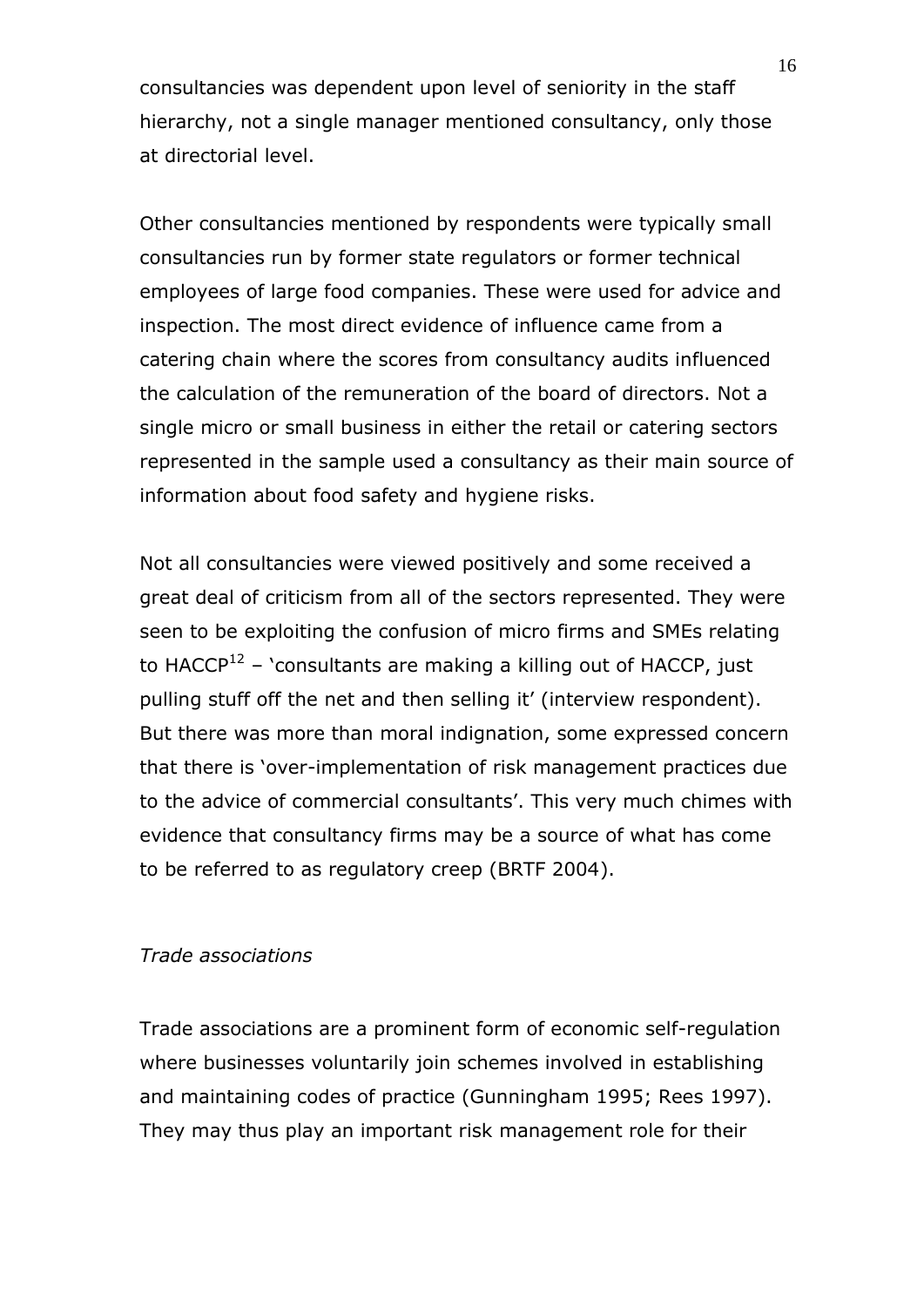consultancies was dependent upon level of seniority in the staff hierarchy, not a single manager mentioned consultancy, only those at directorial level.

Other consultancies mentioned by respondents were typically small consultancies run by former state regulators or former technical employees of large food companies. These were used for advice and inspection. The most direct evidence of influence came from a catering chain where the scores from consultancy audits influenced the calculation of the remuneration of the board of directors. Not a single micro or small business in either the retail or catering sectors represented in the sample used a consultancy as their main source of information about food safety and hygiene risks.

Not all consultancies were viewed positively and some received a great deal of criticism from all of the sectors represented. They were seen to be exploiting the confusion of micro firms and SMEs relating to HACCP[12] – 'consultants are making a killing out of HACCP, just pulling stuff off the net and then selling it' (interview respondent). But there was more than moral indignation, some expressed concern that there is 'over-implementation of risk management practices due to the advice of commercial consultants'. This very much chimes with evidence that consultancy firms may be a source of what has come to be referred to as regulatory creep (BRTF 2004).

*Trade associations*

Trade associations are a prominent form of economic self-regulation where businesses voluntarily join schemes involved in establishing and maintaining codes of practice (Gunningham 1995; Rees 1997). They may thus play an important risk management role for their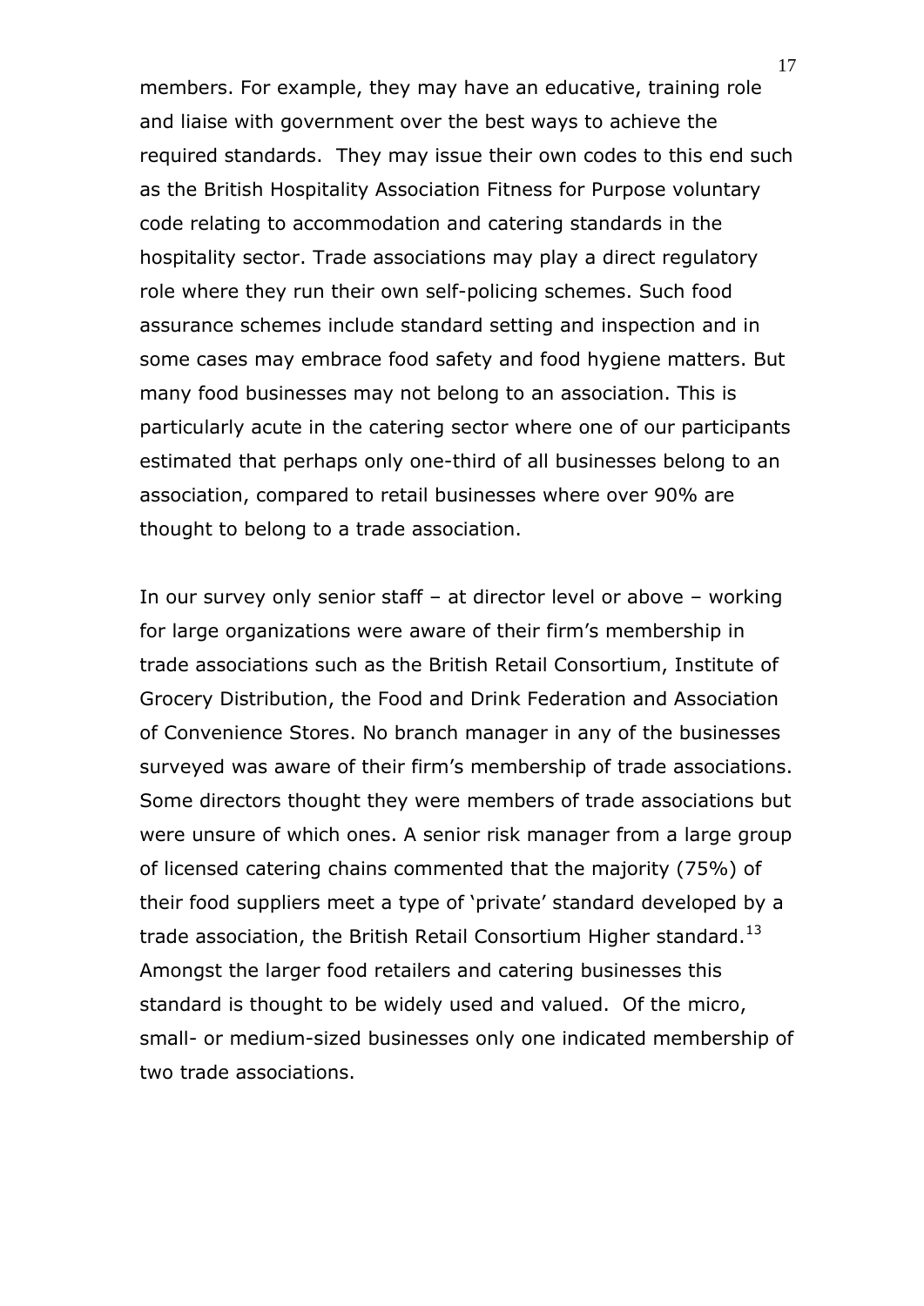members. For example, they may have an educative, training role and liaise with government over the best ways to achieve the required standards. They may issue their own codes to this end such as the British Hospitality Association Fitness for Purpose voluntary code relating to accommodation and catering standards in the hospitality sector. Trade associations may play a direct regulatory role where they run their own self-policing schemes. Such food assurance schemes include standard setting and inspection and in some cases may embrace food safety and food hygiene matters. But many food businesses may not belong to an association. This is particularly acute in the catering sector where one of our participants estimated that perhaps only one-third of all businesses belong to an association, compared to retail businesses where over 90% are thought to belong to a trade association.

In our survey only senior staff – at director level or above – working for large organizations were aware of their firm's membership in trade associations such as the British Retail Consortium, Institute of Grocery Distribution, the Food and Drink Federation and Association of Convenience Stores. No branch manager in any of the businesses surveyed was aware of their firm's membership of trade associations. Some directors thought they were members of trade associations but were unsure of which ones. A senior risk manager from a large group of licensed catering chains commented that the majority (75%) of their food suppliers meet a type of 'private' standard developed by a trade association, the British Retail Consortium Higher standard.[13] Amongst the larger food retailers and catering businesses this standard is thought to be widely used and valued. Of the micro, small- or medium-sized businesses only one indicated membership of two trade associations.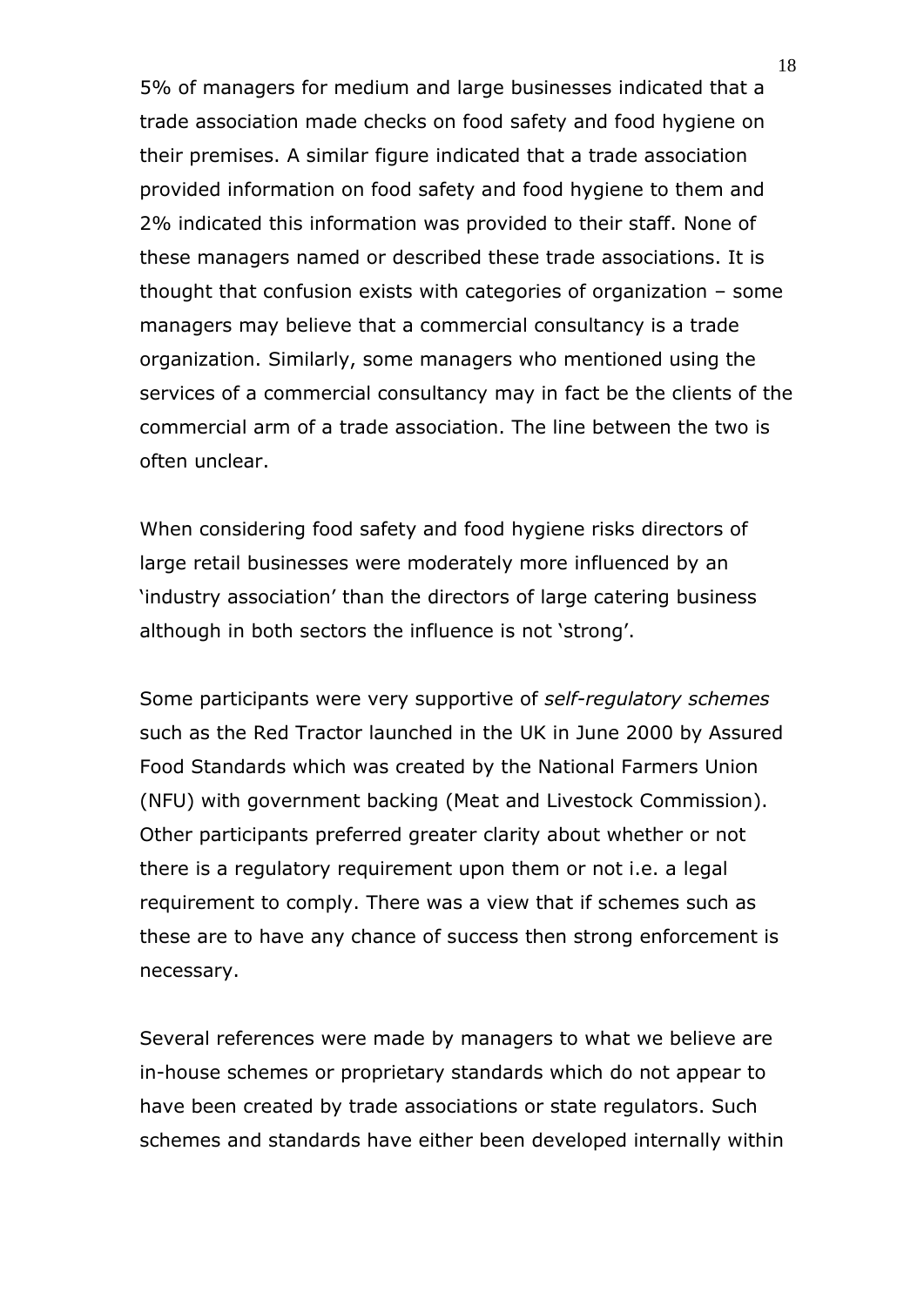5% of managers for medium and large businesses indicated that a trade association made checks on food safety and food hygiene on their premises. A similar figure indicated that a trade association provided information on food safety and food hygiene to them and 2% indicated this information was provided to their staff. None of these managers named or described these trade associations. It is thought that confusion exists with categories of organization – some managers may believe that a commercial consultancy is a trade organization. Similarly, some managers who mentioned using the services of a commercial consultancy may in fact be the clients of the commercial arm of a trade association. The line between the two is often unclear.

When considering food safety and food hygiene risks directors of large retail businesses were moderately more influenced by an 'industry association' than the directors of large catering business although in both sectors the influence is not 'strong'.

Some participants were very supportive of *self-regulatory schemes* such as the Red Tractor launched in the UK in June 2000 by Assured Food Standards which was created by the National Farmers Union (NFU) with government backing (Meat and Livestock Commission). Other participants preferred greater clarity about whether or not there is a regulatory requirement upon them or not i.e. a legal requirement to comply. There was a view that if schemes such as these are to have any chance of success then strong enforcement is necessary.

Several references were made by managers to what we believe are in-house schemes or proprietary standards which do not appear to have been created by trade associations or state regulators. Such schemes and standards have either been developed internally within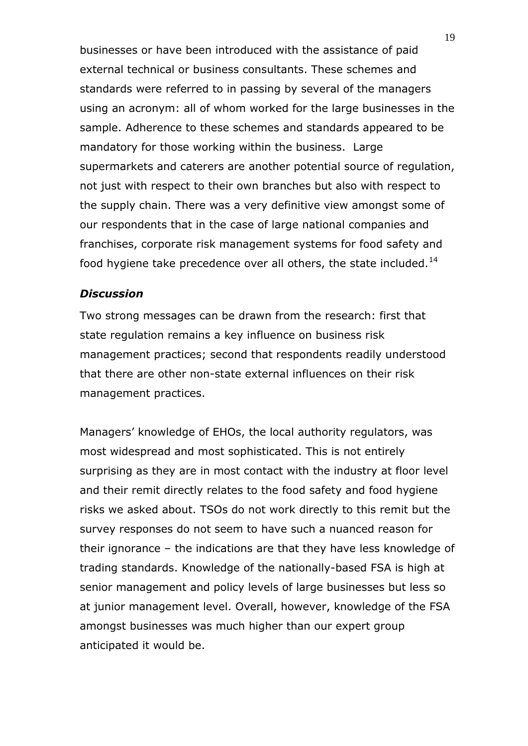businesses or have been introduced with the assistance of paid external technical or business consultants. These schemes and standards were referred to in passing by several of the managers using an acronym: all of whom worked for the large businesses in the sample. Adherence to these schemes and standards appeared to be mandatory for those working within the business.  Large supermarkets and caterers are another potential source of regulation, not just with respect to their own branches but also with respect to the supply chain. There was a very definitive view amongst some of our respondents that in the case of large national companies and franchises, corporate risk management systems for food safety and food hygiene take precedence over all others, the state included.[14]

### *Discussion*

Two strong messages can be drawn from the research: first that state regulation remains a key influence on business risk management practices; second that respondents readily understood that there are other non-state external influences on their risk management practices.

Managers' knowledge of EHOs, the local authority regulators, was most widespread and most sophisticated. This is not entirely surprising as they are in most contact with the industry at floor level and their remit directly relates to the food safety and food hygiene risks we asked about. TSOs do not work directly to this remit but the survey responses do not seem to have such a nuanced reason for their ignorance – the indications are that they have less knowledge of trading standards. Knowledge of the nationally-based FSA is high at senior management and policy levels of large businesses but less so at junior management level. Overall, however, knowledge of the FSA amongst businesses was much higher than our expert group anticipated it would be.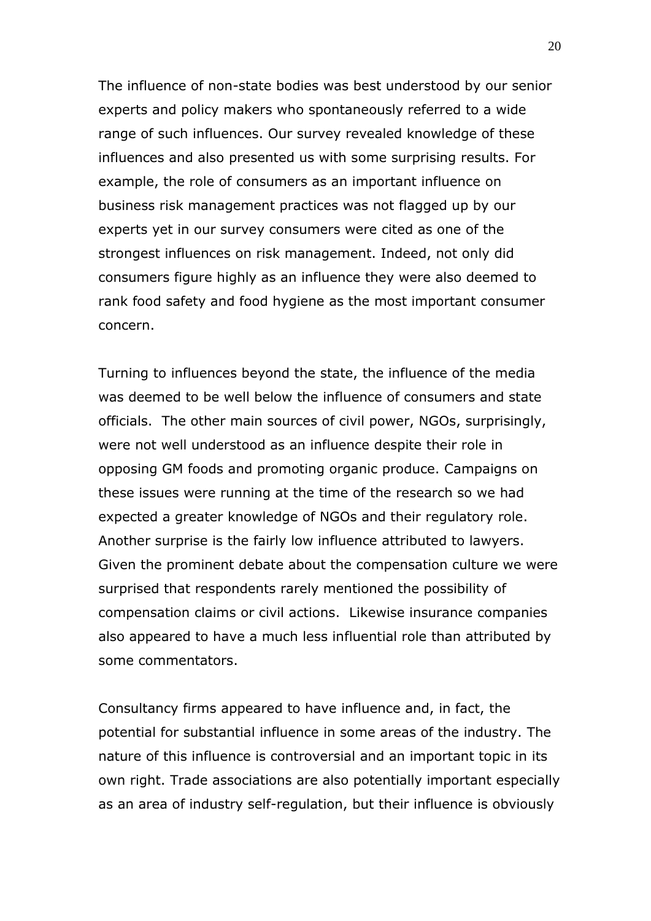The influence of non-state bodies was best understood by our senior experts and policy makers who spontaneously referred to a wide range of such influences. Our survey revealed knowledge of these influences and also presented us with some surprising results. For example, the role of consumers as an important influence on business risk management practices was not flagged up by our experts yet in our survey consumers were cited as one of the strongest influences on risk management. Indeed, not only did consumers figure highly as an influence they were also deemed to rank food safety and food hygiene as the most important consumer concern.

Turning to influences beyond the state, the influence of the media was deemed to be well below the influence of consumers and state officials. The other main sources of civil power, NGOs, surprisingly, were not well understood as an influence despite their role in opposing GM foods and promoting organic produce. Campaigns on these issues were running at the time of the research so we had expected a greater knowledge of NGOs and their regulatory role. Another surprise is the fairly low influence attributed to lawyers. Given the prominent debate about the compensation culture we were surprised that respondents rarely mentioned the possibility of compensation claims or civil actions. Likewise insurance companies also appeared to have a much less influential role than attributed by some commentators.

Consultancy firms appeared to have influence and, in fact, the potential for substantial influence in some areas of the industry. The nature of this influence is controversial and an important topic in its own right. Trade associations are also potentially important especially as an area of industry self-regulation, but their influence is obviously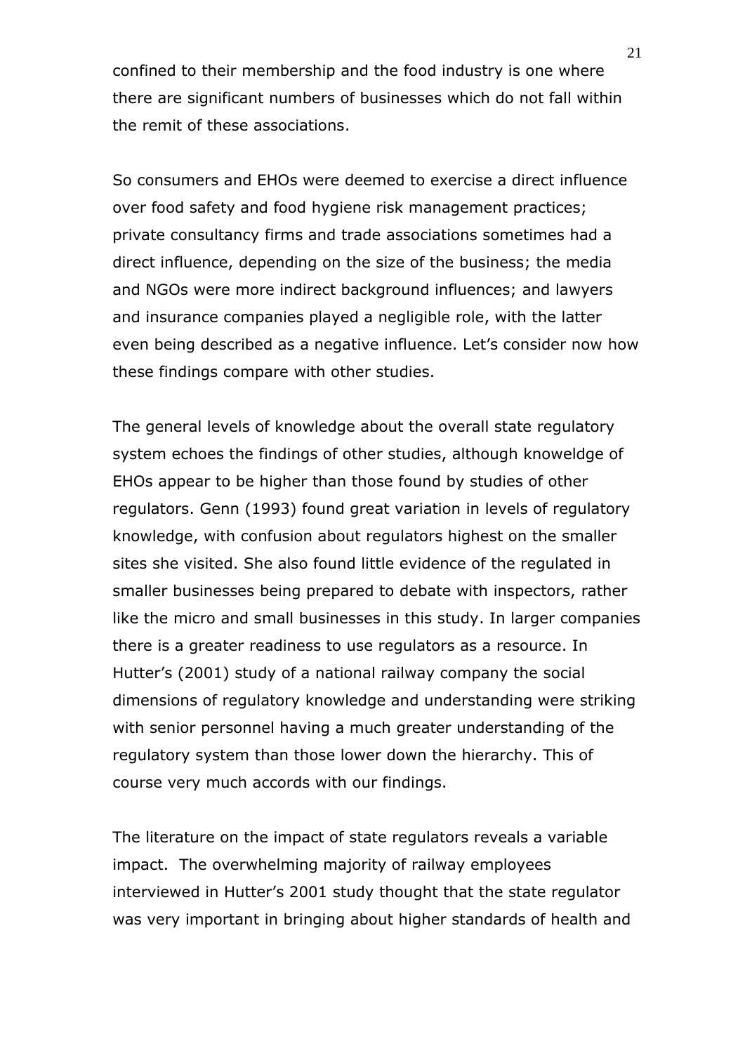confined to their membership and the food industry is one where there are significant numbers of businesses which do not fall within the remit of these associations.

So consumers and EHOs were deemed to exercise a direct influence over food safety and food hygiene risk management practices; private consultancy firms and trade associations sometimes had a direct influence, depending on the size of the business; the media and NGOs were more indirect background influences; and lawyers and insurance companies played a negligible role, with the latter even being described as a negative influence. Let's consider now how these findings compare with other studies.

The general levels of knowledge about the overall state regulatory system echoes the findings of other studies, although knoweldge of EHOs appear to be higher than those found by studies of other regulators. Genn (1993) found great variation in levels of regulatory knowledge, with confusion about regulators highest on the smaller sites she visited. She also found little evidence of the regulated in smaller businesses being prepared to debate with inspectors, rather like the micro and small businesses in this study. In larger companies there is a greater readiness to use regulators as a resource. In Hutter's (2001) study of a national railway company the social dimensions of regulatory knowledge and understanding were striking with senior personnel having a much greater understanding of the regulatory system than those lower down the hierarchy. This of course very much accords with our findings.

The literature on the impact of state regulators reveals a variable impact. The overwhelming majority of railway employees interviewed in Hutter's 2001 study thought that the state regulator was very important in bringing about higher standards of health and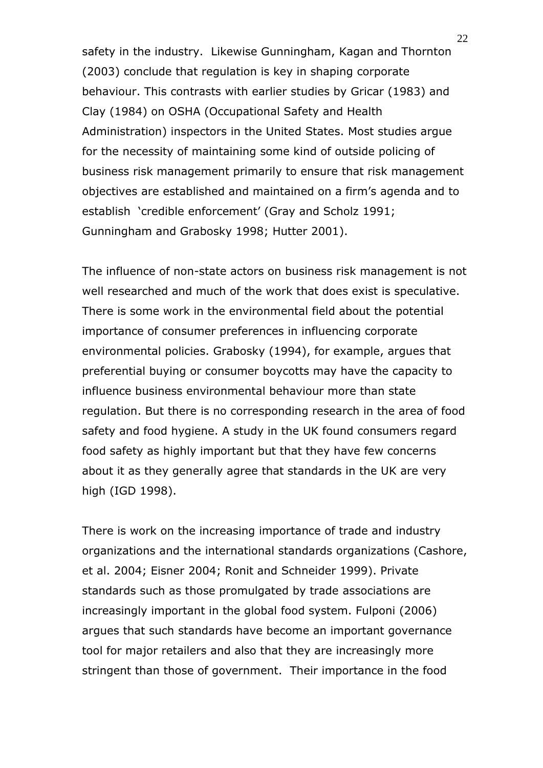safety in the industry. Likewise Gunningham, Kagan and Thornton (2003) conclude that regulation is key in shaping corporate behaviour. This contrasts with earlier studies by Gricar (1983) and Clay (1984) on OSHA (Occupational Safety and Health Administration) inspectors in the United States. Most studies argue for the necessity of maintaining some kind of outside policing of business risk management primarily to ensure that risk management objectives are established and maintained on a firm's agenda and to establish 'credible enforcement' (Gray and Scholz 1991; Gunningham and Grabosky 1998; Hutter 2001).

The influence of non-state actors on business risk management is not well researched and much of the work that does exist is speculative. There is some work in the environmental field about the potential importance of consumer preferences in influencing corporate environmental policies. Grabosky (1994), for example, argues that preferential buying or consumer boycotts may have the capacity to influence business environmental behaviour more than state regulation. But there is no corresponding research in the area of food safety and food hygiene. A study in the UK found consumers regard food safety as highly important but that they have few concerns about it as they generally agree that standards in the UK are very high (IGD 1998).

There is work on the increasing importance of trade and industry organizations and the international standards organizations (Cashore, et al. 2004; Eisner 2004; Ronit and Schneider 1999). Private standards such as those promulgated by trade associations are increasingly important in the global food system. Fulponi (2006) argues that such standards have become an important governance tool for major retailers and also that they are increasingly more stringent than those of government. Their importance in the food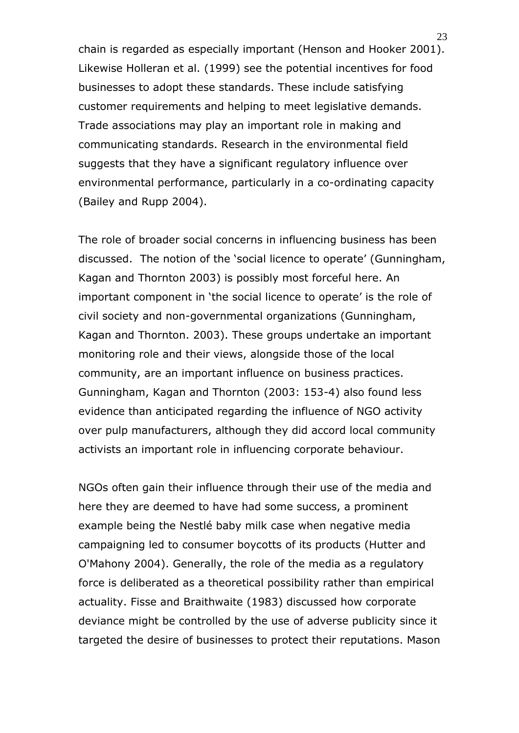chain is regarded as especially important (Henson and Hooker 2001). Likewise Holleran et al. (1999) see the potential incentives for food businesses to adopt these standards. These include satisfying customer requirements and helping to meet legislative demands. Trade associations may play an important role in making and communicating standards. Research in the environmental field suggests that they have a significant regulatory influence over environmental performance, particularly in a co-ordinating capacity (Bailey and Rupp 2004).

The role of broader social concerns in influencing business has been discussed. The notion of the 'social licence to operate' (Gunningham, Kagan and Thornton 2003) is possibly most forceful here. An important component in 'the social licence to operate' is the role of civil society and non-governmental organizations (Gunningham, Kagan and Thornton. 2003). These groups undertake an important monitoring role and their views, alongside those of the local community, are an important influence on business practices. Gunningham, Kagan and Thornton (2003: 153-4) also found less evidence than anticipated regarding the influence of NGO activity over pulp manufacturers, although they did accord local community activists an important role in influencing corporate behaviour.

NGOs often gain their influence through their use of the media and here they are deemed to have had some success, a prominent example being the Nestlé baby milk case when negative media campaigning led to consumer boycotts of its products (Hutter and O'Mahony 2004). Generally, the role of the media as a regulatory force is deliberated as a theoretical possibility rather than empirical actuality. Fisse and Braithwaite (1983) discussed how corporate deviance might be controlled by the use of adverse publicity since it targeted the desire of businesses to protect their reputations. Mason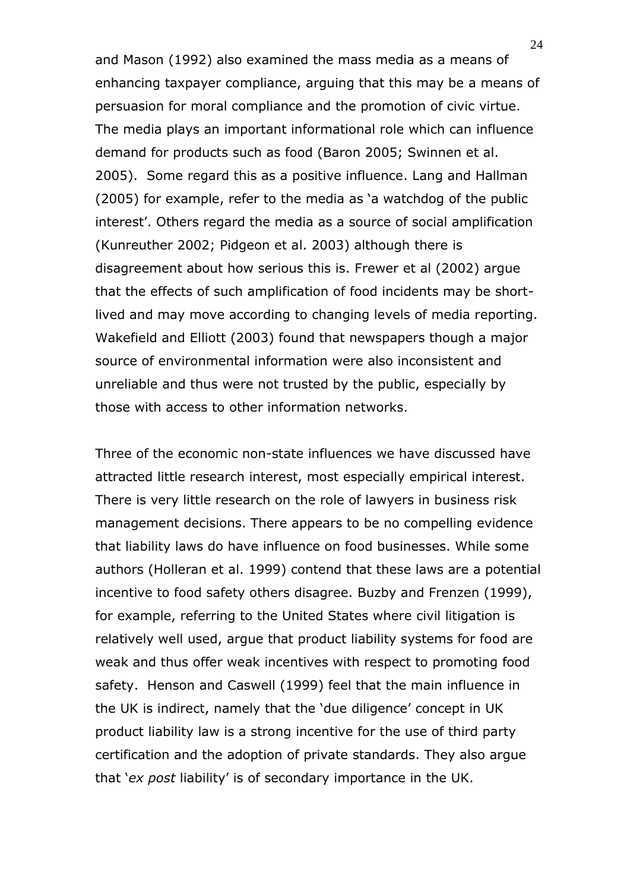and Mason (1992) also examined the mass media as a means of enhancing taxpayer compliance, arguing that this may be a means of persuasion for moral compliance and the promotion of civic virtue. The media plays an important informational role which can influence demand for products such as food (Baron 2005; Swinnen et al. 2005). Some regard this as a positive influence. Lang and Hallman (2005) for example, refer to the media as 'a watchdog of the public interest'. Others regard the media as a source of social amplification (Kunreuther 2002; Pidgeon et al. 2003) although there is disagreement about how serious this is. Frewer et al (2002) argue that the effects of such amplification of food incidents may be short-lived and may move according to changing levels of media reporting. Wakefield and Elliott (2003) found that newspapers though a major source of environmental information were also inconsistent and unreliable and thus were not trusted by the public, especially by those with access to other information networks.

Three of the economic non-state influences we have discussed have attracted little research interest, most especially empirical interest. There is very little research on the role of lawyers in business risk management decisions. There appears to be no compelling evidence that liability laws do have influence on food businesses. While some authors (Holleran et al. 1999) contend that these laws are a potential incentive to food safety others disagree. Buzby and Frenzen (1999), for example, referring to the United States where civil litigation is relatively well used, argue that product liability systems for food are weak and thus offer weak incentives with respect to promoting food safety. Henson and Caswell (1999) feel that the main influence in the UK is indirect, namely that the 'due diligence' concept in UK product liability law is a strong incentive for the use of third party certification and the adoption of private standards. They also argue that '*ex post* liability' is of secondary importance in the UK.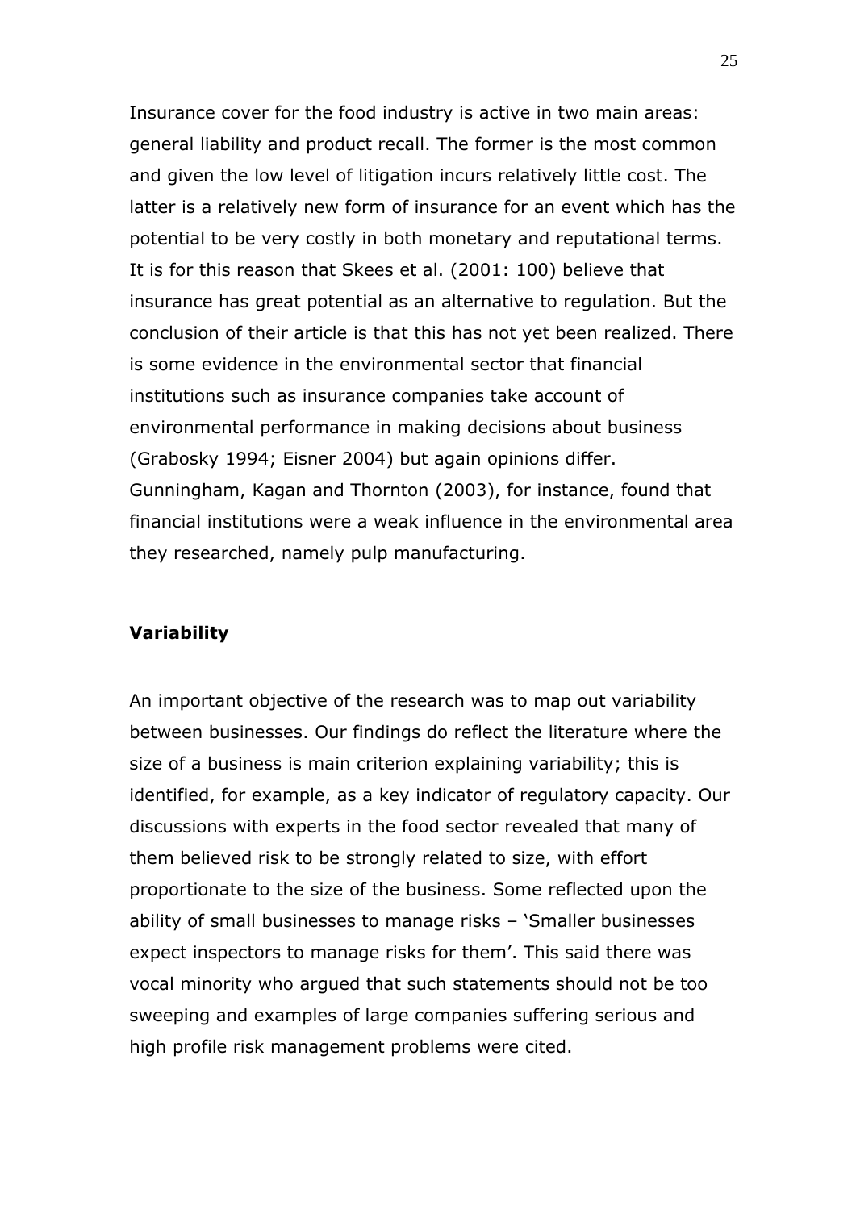Insurance cover for the food industry is active in two main areas: general liability and product recall. The former is the most common and given the low level of litigation incurs relatively little cost. The latter is a relatively new form of insurance for an event which has the potential to be very costly in both monetary and reputational terms. It is for this reason that Skees et al. (2001: 100) believe that insurance has great potential as an alternative to regulation. But the conclusion of their article is that this has not yet been realized. There is some evidence in the environmental sector that financial institutions such as insurance companies take account of environmental performance in making decisions about business (Grabosky 1994; Eisner 2004) but again opinions differ. Gunningham, Kagan and Thornton (2003), for instance, found that financial institutions were a weak influence in the environmental area they researched, namely pulp manufacturing.

**Variability**

An important objective of the research was to map out variability between businesses. Our findings do reflect the literature where the size of a business is main criterion explaining variability; this is identified, for example, as a key indicator of regulatory capacity. Our discussions with experts in the food sector revealed that many of them believed risk to be strongly related to size, with effort proportionate to the size of the business. Some reflected upon the ability of small businesses to manage risks – 'Smaller businesses expect inspectors to manage risks for them'. This said there was vocal minority who argued that such statements should not be too sweeping and examples of large companies suffering serious and high profile risk management problems were cited.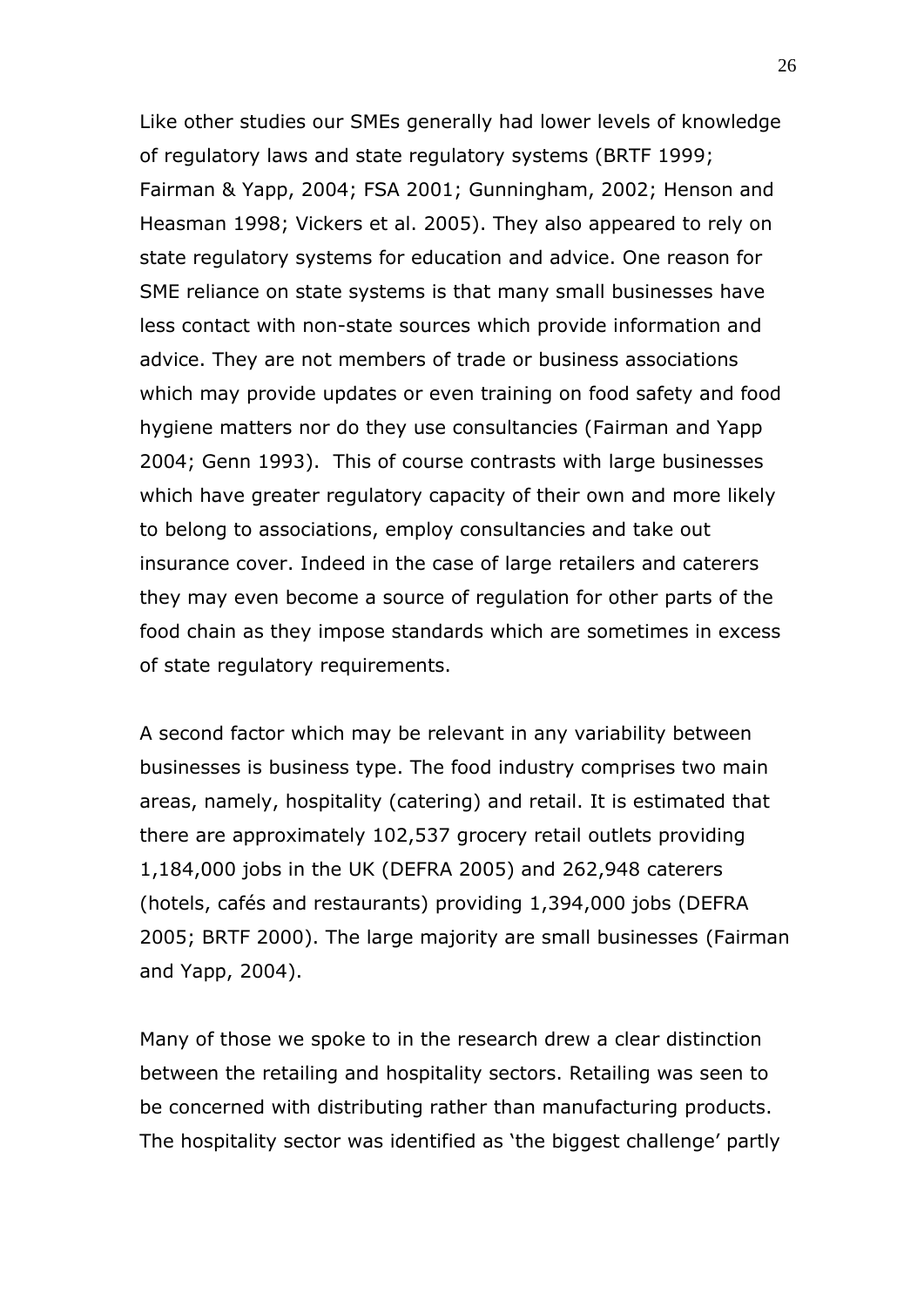Like other studies our SMEs generally had lower levels of knowledge of regulatory laws and state regulatory systems (BRTF 1999; Fairman & Yapp, 2004; FSA 2001; Gunningham, 2002; Henson and Heasman 1998; Vickers et al. 2005). They also appeared to rely on state regulatory systems for education and advice. One reason for SME reliance on state systems is that many small businesses have less contact with non-state sources which provide information and advice. They are not members of trade or business associations which may provide updates or even training on food safety and food hygiene matters nor do they use consultancies (Fairman and Yapp 2004; Genn 1993). This of course contrasts with large businesses which have greater regulatory capacity of their own and more likely to belong to associations, employ consultancies and take out insurance cover. Indeed in the case of large retailers and caterers they may even become a source of regulation for other parts of the food chain as they impose standards which are sometimes in excess of state regulatory requirements.

A second factor which may be relevant in any variability between businesses is business type. The food industry comprises two main areas, namely, hospitality (catering) and retail. It is estimated that there are approximately 102,537 grocery retail outlets providing 1,184,000 jobs in the UK (DEFRA 2005) and 262,948 caterers (hotels, cafés and restaurants) providing 1,394,000 jobs (DEFRA 2005; BRTF 2000). The large majority are small businesses (Fairman and Yapp, 2004).

Many of those we spoke to in the research drew a clear distinction between the retailing and hospitality sectors. Retailing was seen to be concerned with distributing rather than manufacturing products. The hospitality sector was identified as 'the biggest challenge' partly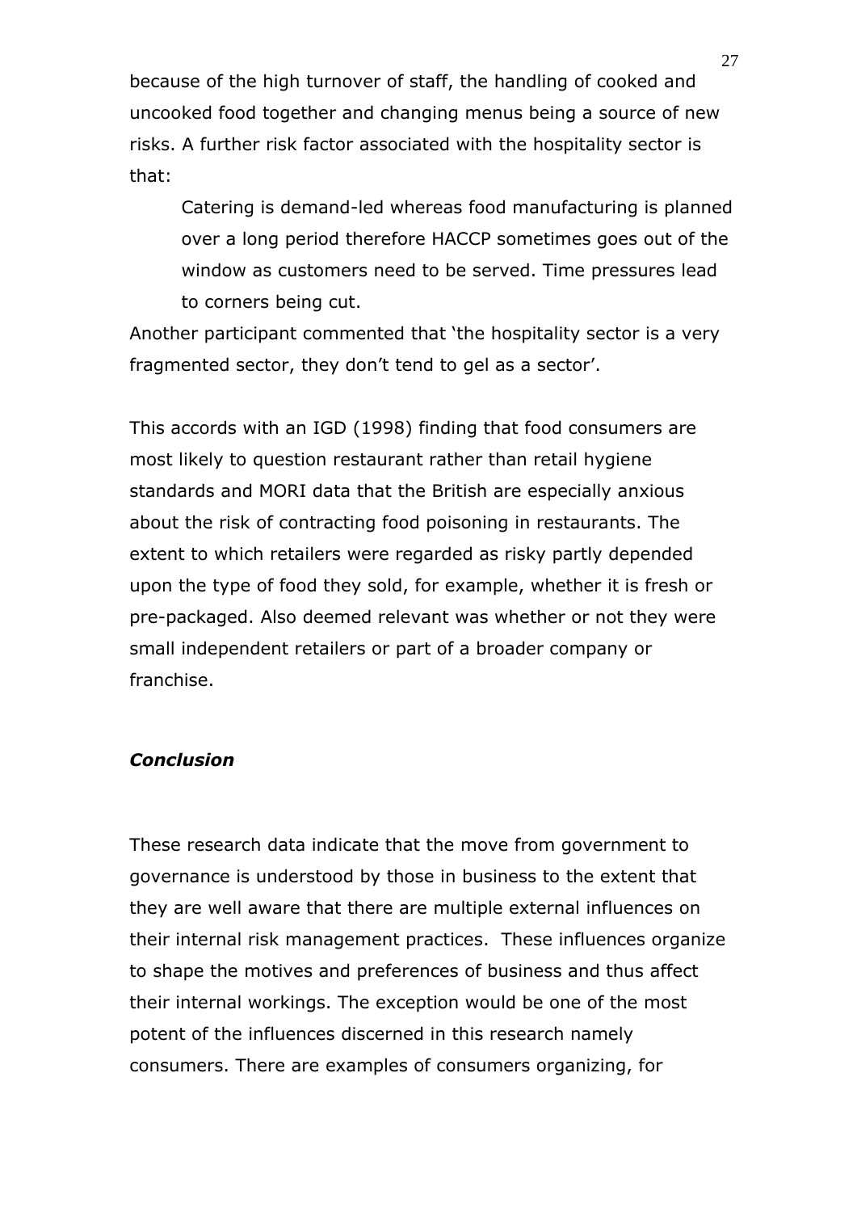because of the high turnover of staff, the handling of cooked and uncooked food together and changing menus being a source of new risks. A further risk factor associated with the hospitality sector is that:

> Catering is demand-led whereas food manufacturing is planned over a long period therefore HACCP sometimes goes out of the window as customers need to be served. Time pressures lead to corners being cut.

Another participant commented that 'the hospitality sector is a very fragmented sector, they don't tend to gel as a sector'.

This accords with an IGD (1998) finding that food consumers are most likely to question restaurant rather than retail hygiene standards and MORI data that the British are especially anxious about the risk of contracting food poisoning in restaurants. The extent to which retailers were regarded as risky partly depended upon the type of food they sold, for example, whether it is fresh or pre-packaged. Also deemed relevant was whether or not they were small independent retailers or part of a broader company or franchise.

### *Conclusion*

These research data indicate that the move from government to governance is understood by those in business to the extent that they are well aware that there are multiple external influences on their internal risk management practices. These influences organize to shape the motives and preferences of business and thus affect their internal workings. The exception would be one of the most potent of the influences discerned in this research namely consumers. There are examples of consumers organizing, for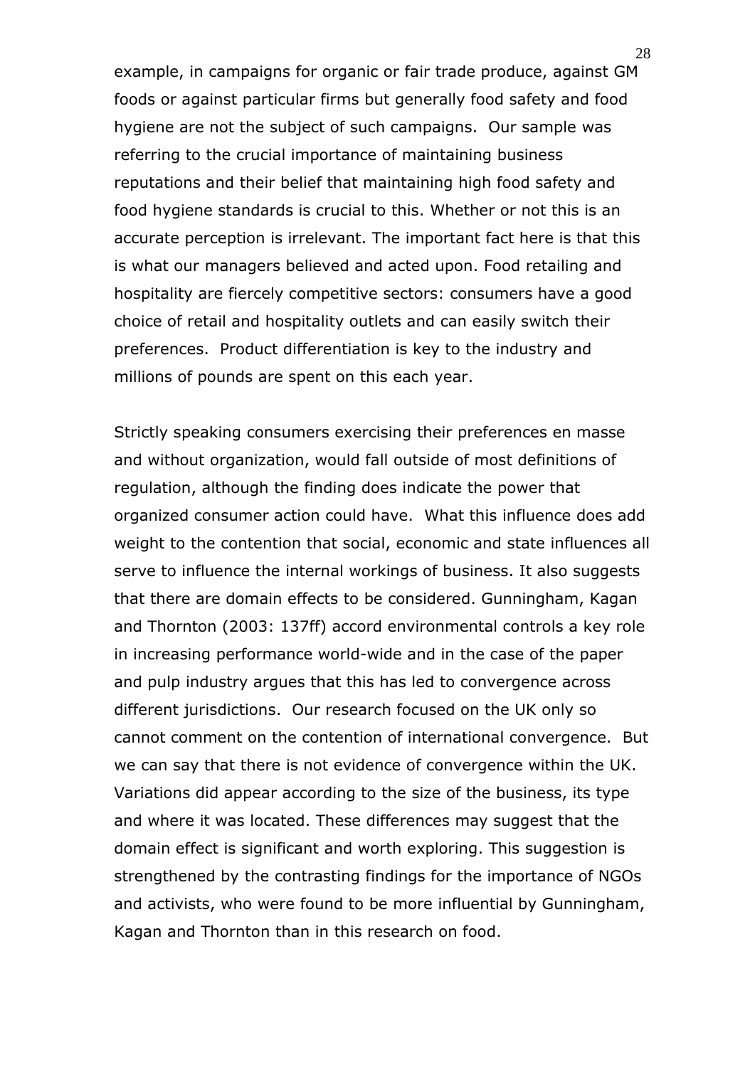example, in campaigns for organic or fair trade produce, against GM foods or against particular firms but generally food safety and food hygiene are not the subject of such campaigns. Our sample was referring to the crucial importance of maintaining business reputations and their belief that maintaining high food safety and food hygiene standards is crucial to this. Whether or not this is an accurate perception is irrelevant. The important fact here is that this is what our managers believed and acted upon. Food retailing and hospitality are fiercely competitive sectors: consumers have a good choice of retail and hospitality outlets and can easily switch their preferences. Product differentiation is key to the industry and millions of pounds are spent on this each year.

Strictly speaking consumers exercising their preferences en masse and without organization, would fall outside of most definitions of regulation, although the finding does indicate the power that organized consumer action could have. What this influence does add weight to the contention that social, economic and state influences all serve to influence the internal workings of business. It also suggests that there are domain effects to be considered. Gunningham, Kagan and Thornton (2003: 137ff) accord environmental controls a key role in increasing performance world-wide and in the case of the paper and pulp industry argues that this has led to convergence across different jurisdictions. Our research focused on the UK only so cannot comment on the contention of international convergence. But we can say that there is not evidence of convergence within the UK. Variations did appear according to the size of the business, its type and where it was located. These differences may suggest that the domain effect is significant and worth exploring. This suggestion is strengthened by the contrasting findings for the importance of NGOs and activists, who were found to be more influential by Gunningham, Kagan and Thornton than in this research on food.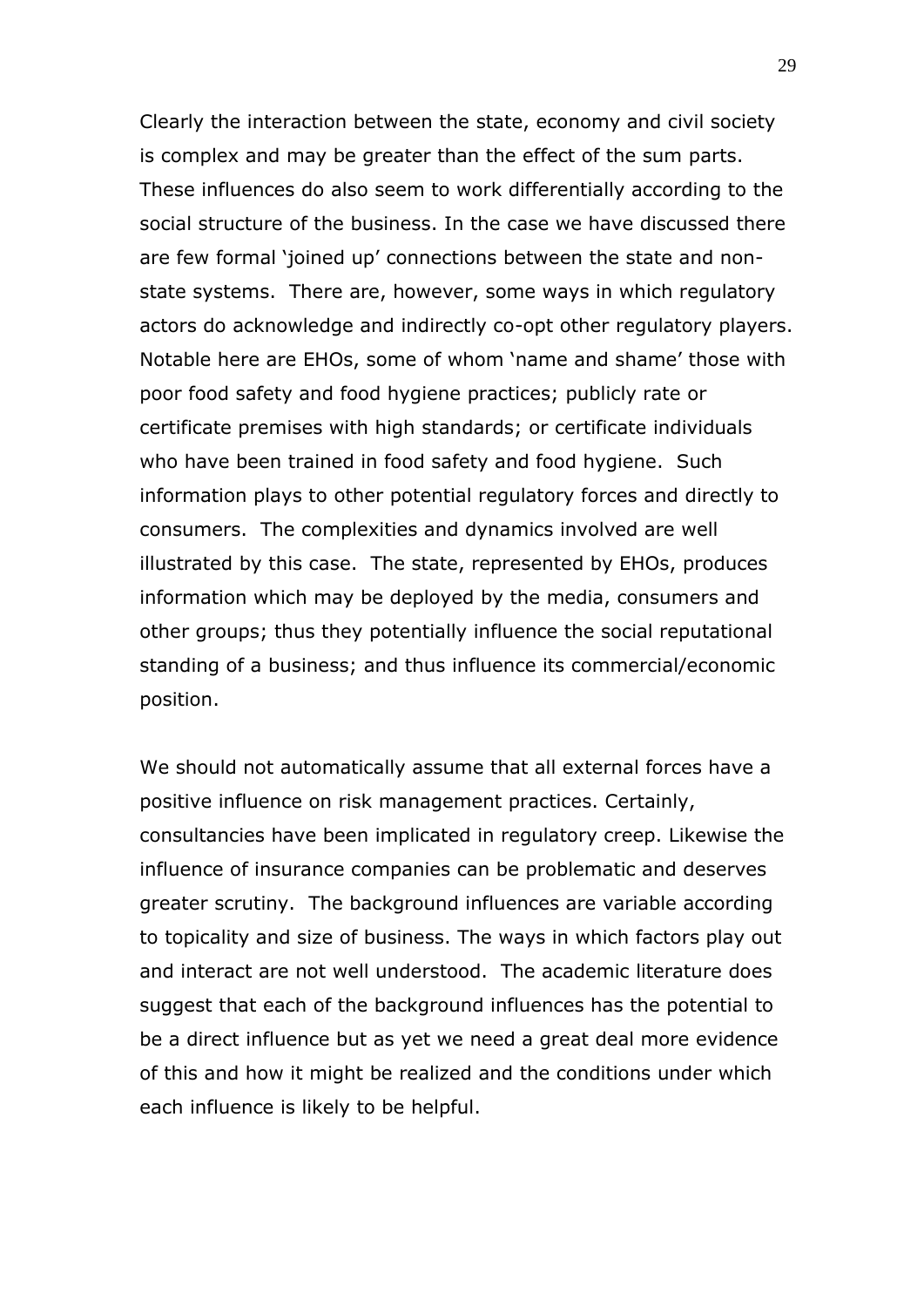Clearly the interaction between the state, economy and civil society is complex and may be greater than the effect of the sum parts. These influences do also seem to work differentially according to the social structure of the business. In the case we have discussed there are few formal 'joined up' connections between the state and non-state systems. There are, however, some ways in which regulatory actors do acknowledge and indirectly co-opt other regulatory players. Notable here are EHOs, some of whom 'name and shame' those with poor food safety and food hygiene practices; publicly rate or certificate premises with high standards; or certificate individuals who have been trained in food safety and food hygiene. Such information plays to other potential regulatory forces and directly to consumers. The complexities and dynamics involved are well illustrated by this case. The state, represented by EHOs, produces information which may be deployed by the media, consumers and other groups; thus they potentially influence the social reputational standing of a business; and thus influence its commercial/economic position.

We should not automatically assume that all external forces have a positive influence on risk management practices. Certainly, consultancies have been implicated in regulatory creep. Likewise the influence of insurance companies can be problematic and deserves greater scrutiny. The background influences are variable according to topicality and size of business. The ways in which factors play out and interact are not well understood. The academic literature does suggest that each of the background influences has the potential to be a direct influence but as yet we need a great deal more evidence of this and how it might be realized and the conditions under which each influence is likely to be helpful.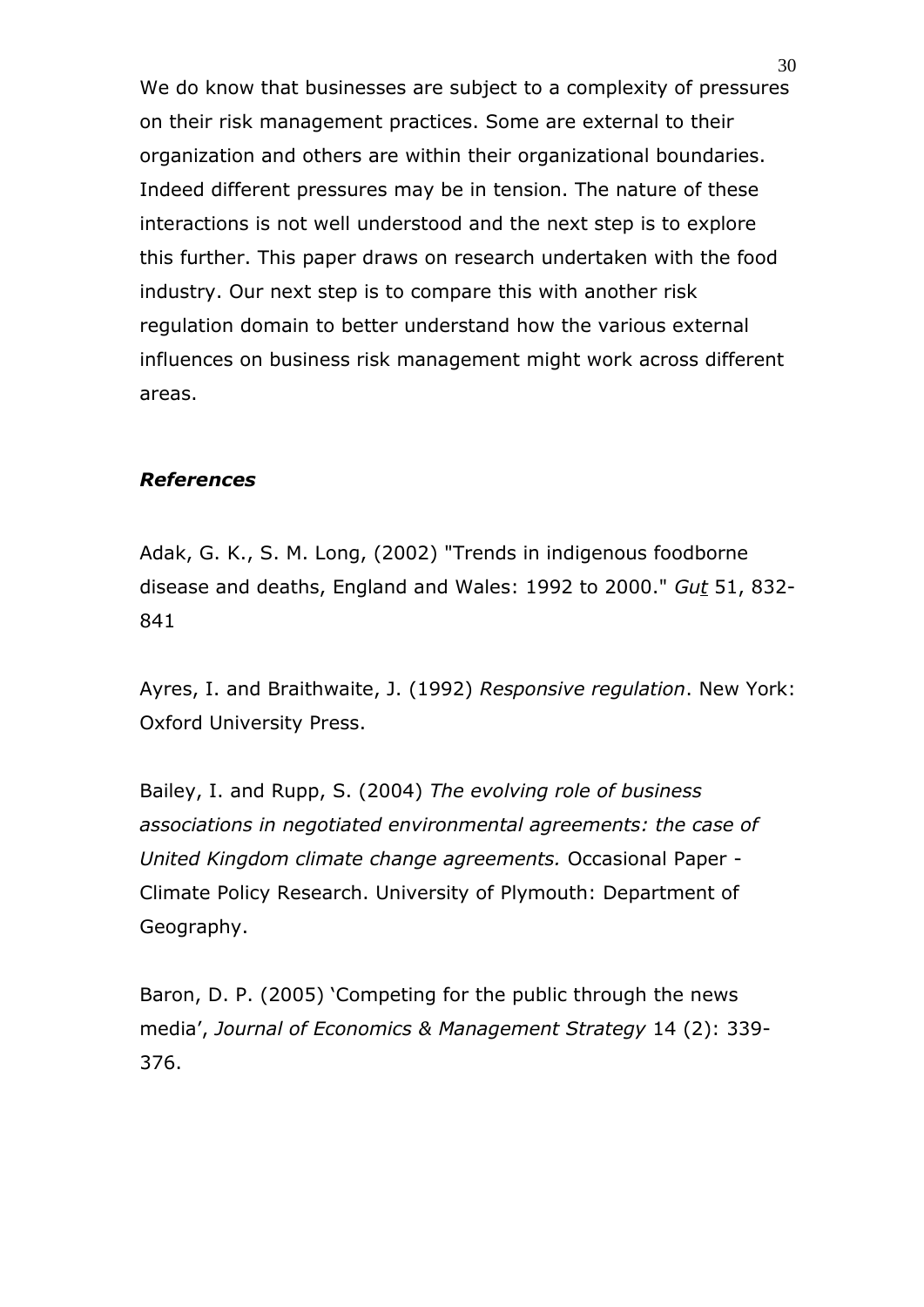We do know that businesses are subject to a complexity of pressures on their risk management practices. Some are external to their organization and others are within their organizational boundaries. Indeed different pressures may be in tension. The nature of these interactions is not well understood and the next step is to explore this further. This paper draws on research undertaken with the food industry. Our next step is to compare this with another risk regulation domain to better understand how the various external influences on business risk management might work across different areas.

### *References*

Adak, G. K., S. M. Long, (2002) "Trends in indigenous foodborne disease and deaths, England and Wales: 1992 to 2000." *Gut* 51, 832-841

Ayres, I. and Braithwaite, J. (1992) *Responsive regulation*. New York: Oxford University Press.

Bailey, I. and Rupp, S. (2004) *The evolving role of business associations in negotiated environmental agreements: the case of United Kingdom climate change agreements.* Occasional Paper - Climate Policy Research. University of Plymouth: Department of Geography.

Baron, D. P. (2005) 'Competing for the public through the news media', *Journal of Economics & Management Strategy* 14 (2): 339-376.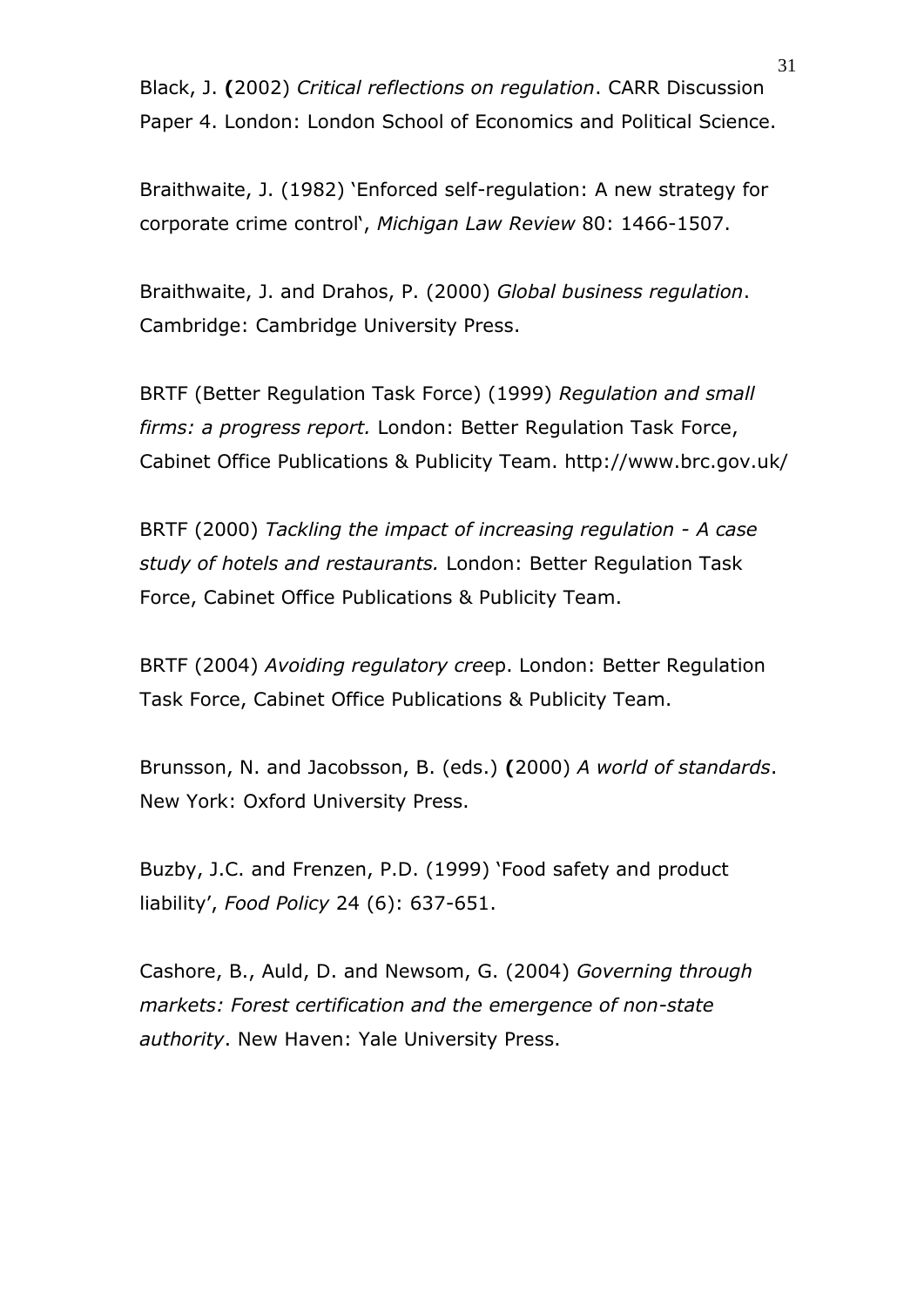Black, J. (2002) *Critical reflections on regulation*. CARR Discussion Paper 4. London: London School of Economics and Political Science.

Braithwaite, J. (1982) 'Enforced self-regulation: A new strategy for corporate crime control', *Michigan Law Review* 80: 1466-1507.

Braithwaite, J. and Drahos, P. (2000) *Global business regulation*. Cambridge: Cambridge University Press.

BRTF (Better Regulation Task Force) (1999) *Regulation and small firms: a progress report.* London: Better Regulation Task Force, Cabinet Office Publications & Publicity Team. http://www.brc.gov.uk/

BRTF (2000) *Tackling the impact of increasing regulation - A case study of hotels and restaurants.* London: Better Regulation Task Force, Cabinet Office Publications & Publicity Team.

BRTF (2004) *Avoiding regulatory creep*. London: Better Regulation Task Force, Cabinet Office Publications & Publicity Team.

Brunsson, N. and Jacobsson, B. (eds.) (2000) *A world of standards*. New York: Oxford University Press.

Buzby, J.C. and Frenzen, P.D. (1999) 'Food safety and product liability', *Food Policy* 24 (6): 637-651.

Cashore, B., Auld, D. and Newsom, G. (2004) *Governing through markets: Forest certification and the emergence of non-state authority*. New Haven: Yale University Press.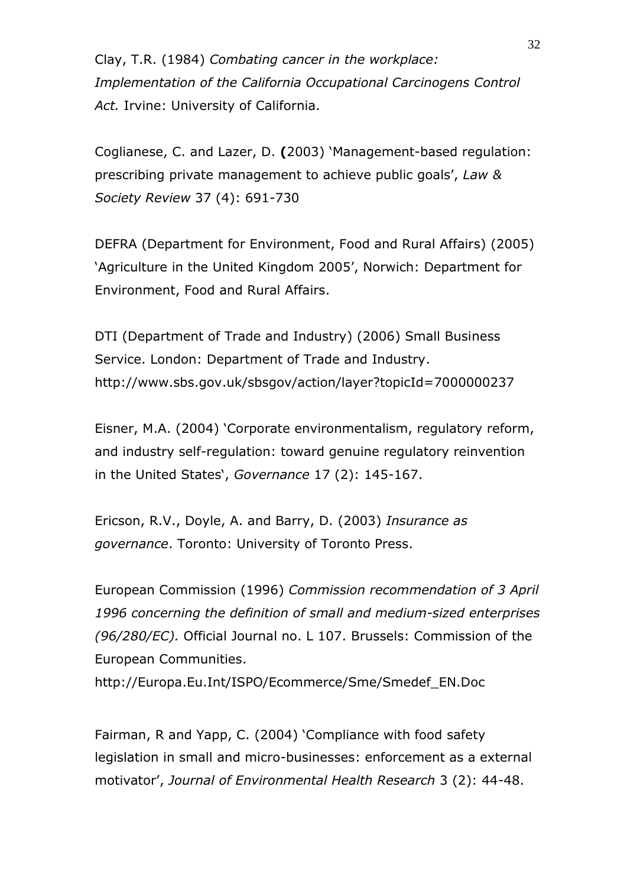Clay, T.R. (1984) *Combating cancer in the workplace: Implementation of the California Occupational Carcinogens Control Act.* Irvine: University of California.

Coglianese, C. and Lazer, D. **(**2003) 'Management-based regulation: prescribing private management to achieve public goals', *Law & Society Review* 37 (4): 691-730

DEFRA (Department for Environment, Food and Rural Affairs) (2005) 'Agriculture in the United Kingdom 2005', Norwich: Department for Environment, Food and Rural Affairs.

DTI (Department of Trade and Industry) (2006) Small Business Service. London: Department of Trade and Industry. http://www.sbs.gov.uk/sbsgov/action/layer?topicId=7000000237

Eisner, M.A. (2004) 'Corporate environmentalism, regulatory reform, and industry self-regulation: toward genuine regulatory reinvention in the United States', *Governance* 17 (2): 145-167.

Ericson, R.V., Doyle, A. and Barry, D. (2003) *Insurance as governance*. Toronto: University of Toronto Press.

European Commission (1996) *Commission recommendation of 3 April 1996 concerning the definition of small and medium-sized enterprises (96/280/EC).* Official Journal no. L 107. Brussels: Commission of the European Communities.
http://Europa.Eu.Int/ISPO/Ecommerce/Sme/Smedef_EN.Doc

Fairman, R and Yapp, C. (2004) 'Compliance with food safety legislation in small and micro-businesses: enforcement as a external motivator', *Journal of Environmental Health Research* 3 (2): 44-48.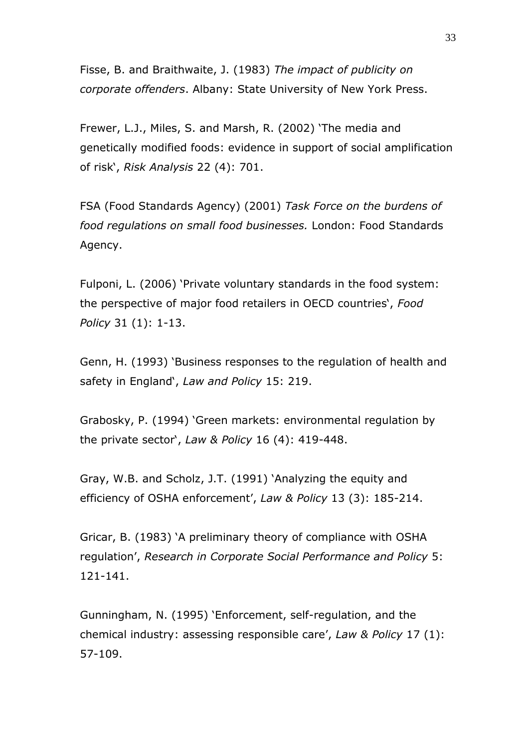Fisse, B. and Braithwaite, J. (1983) *The impact of publicity on corporate offenders*. Albany: State University of New York Press.

Frewer, L.J., Miles, S. and Marsh, R. (2002) 'The media and genetically modified foods: evidence in support of social amplification of risk', *Risk Analysis* 22 (4): 701.

FSA (Food Standards Agency) (2001) *Task Force on the burdens of food regulations on small food businesses.* London: Food Standards Agency.

Fulponi, L. (2006) 'Private voluntary standards in the food system: the perspective of major food retailers in OECD countries', *Food Policy* 31 (1): 1-13.

Genn, H. (1993) 'Business responses to the regulation of health and safety in England', *Law and Policy* 15: 219.

Grabosky, P. (1994) 'Green markets: environmental regulation by the private sector', *Law & Policy* 16 (4): 419-448.

Gray, W.B. and Scholz, J.T. (1991) 'Analyzing the equity and efficiency of OSHA enforcement', *Law & Policy* 13 (3): 185-214.

Gricar, B. (1983) 'A preliminary theory of compliance with OSHA regulation', *Research in Corporate Social Performance and Policy* 5: 121-141.

Gunningham, N. (1995) 'Enforcement, self-regulation, and the chemical industry: assessing responsible care', *Law & Policy* 17 (1): 57-109.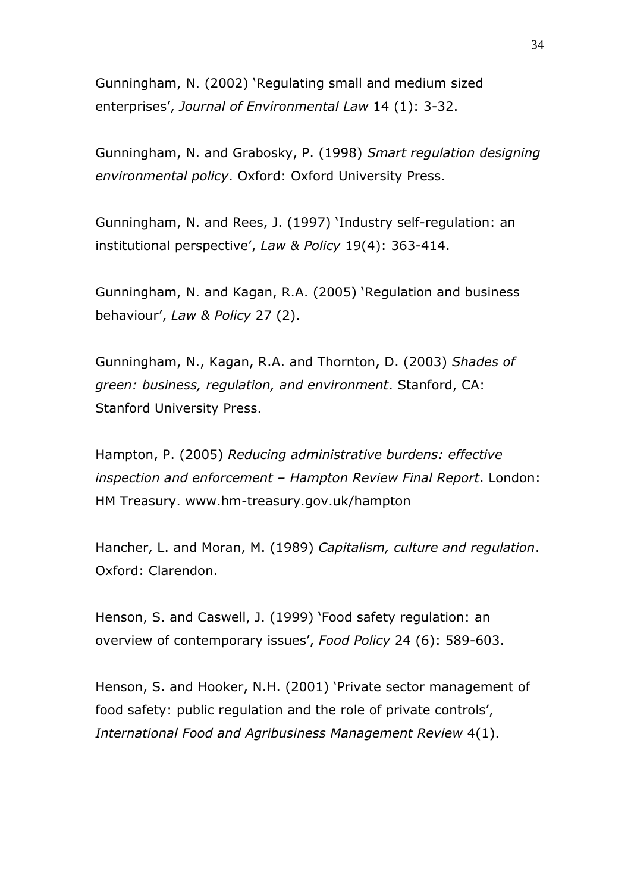Gunningham, N. (2002) ‘Regulating small and medium sized enterprises’, *Journal of Environmental Law* 14 (1): 3-32.

Gunningham, N. and Grabosky, P. (1998) *Smart regulation designing environmental policy*. Oxford: Oxford University Press.

Gunningham, N. and Rees, J. (1997) ‘Industry self-regulation: an institutional perspective’, *Law & Policy* 19(4): 363-414.

Gunningham, N. and Kagan, R.A. (2005) ‘Regulation and business behaviour’, *Law & Policy* 27 (2).

Gunningham, N., Kagan, R.A. and Thornton, D. (2003) *Shades of green: business, regulation, and environment*. Stanford, CA: Stanford University Press.

Hampton, P. (2005) *Reducing administrative burdens: effective inspection and enforcement – Hampton Review Final Report*. London: HM Treasury. www.hm-treasury.gov.uk/hampton

Hancher, L. and Moran, M. (1989) *Capitalism, culture and regulation*. Oxford: Clarendon.

Henson, S. and Caswell, J. (1999) ‘Food safety regulation: an overview of contemporary issues’, *Food Policy* 24 (6): 589-603.

Henson, S. and Hooker, N.H. (2001) ‘Private sector management of food safety: public regulation and the role of private controls’, *International Food and Agribusiness Management Review* 4(1).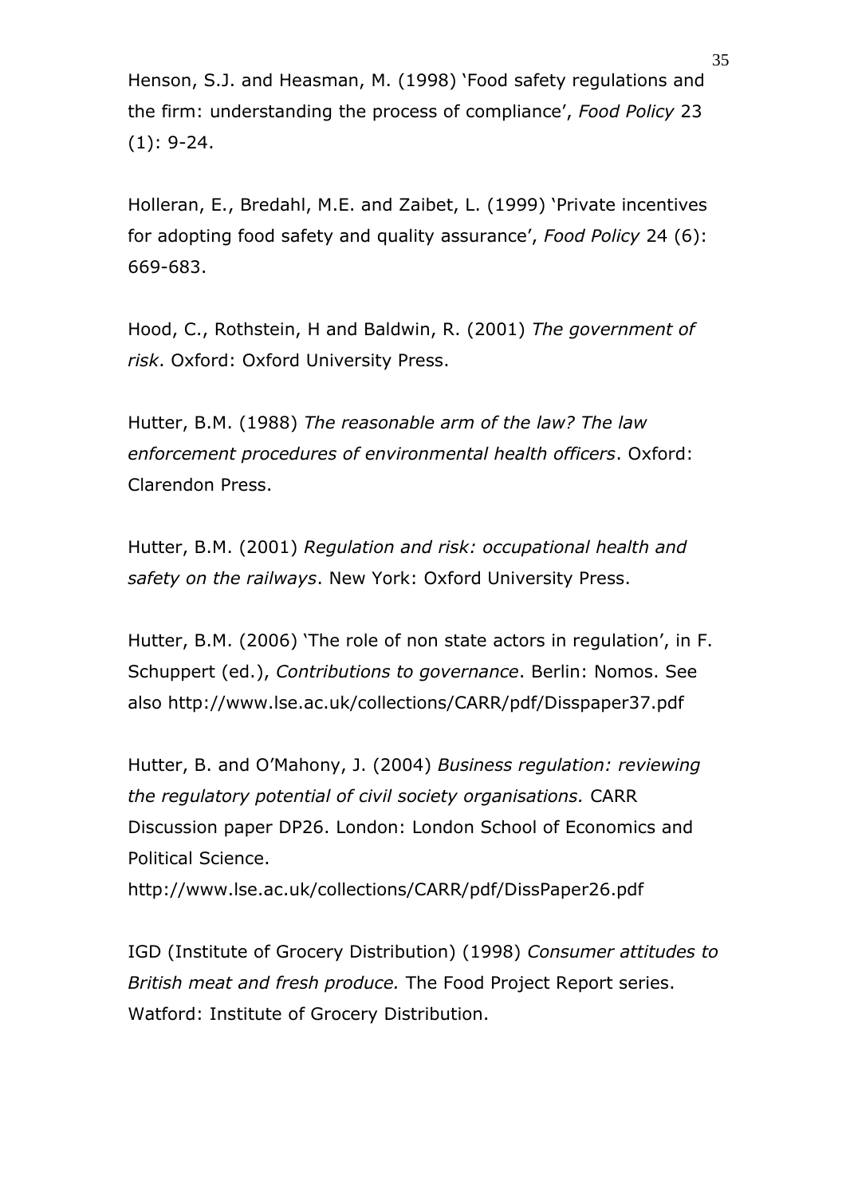Henson, S.J. and Heasman, M. (1998) 'Food safety regulations and the firm: understanding the process of compliance', *Food Policy* 23 (1): 9-24.

Holleran, E., Bredahl, M.E. and Zaibet, L. (1999) 'Private incentives for adopting food safety and quality assurance', *Food Policy* 24 (6): 669-683.

Hood, C., Rothstein, H and Baldwin, R. (2001) *The government of risk*. Oxford: Oxford University Press.

Hutter, B.M. (1988) *The reasonable arm of the law? The law enforcement procedures of environmental health officers*. Oxford: Clarendon Press.

Hutter, B.M. (2001) *Regulation and risk: occupational health and safety on the railways*. New York: Oxford University Press.

Hutter, B.M. (2006) 'The role of non state actors in regulation', in F. Schuppert (ed.), *Contributions to governance*. Berlin: Nomos. See also http://www.lse.ac.uk/collections/CARR/pdf/Disspaper37.pdf

Hutter, B. and O'Mahony, J. (2004) *Business regulation: reviewing the regulatory potential of civil society organisations.* CARR Discussion paper DP26. London: London School of Economics and Political Science.
http://www.lse.ac.uk/collections/CARR/pdf/DissPaper26.pdf

IGD (Institute of Grocery Distribution) (1998) *Consumer attitudes to British meat and fresh produce.* The Food Project Report series. Watford: Institute of Grocery Distribution.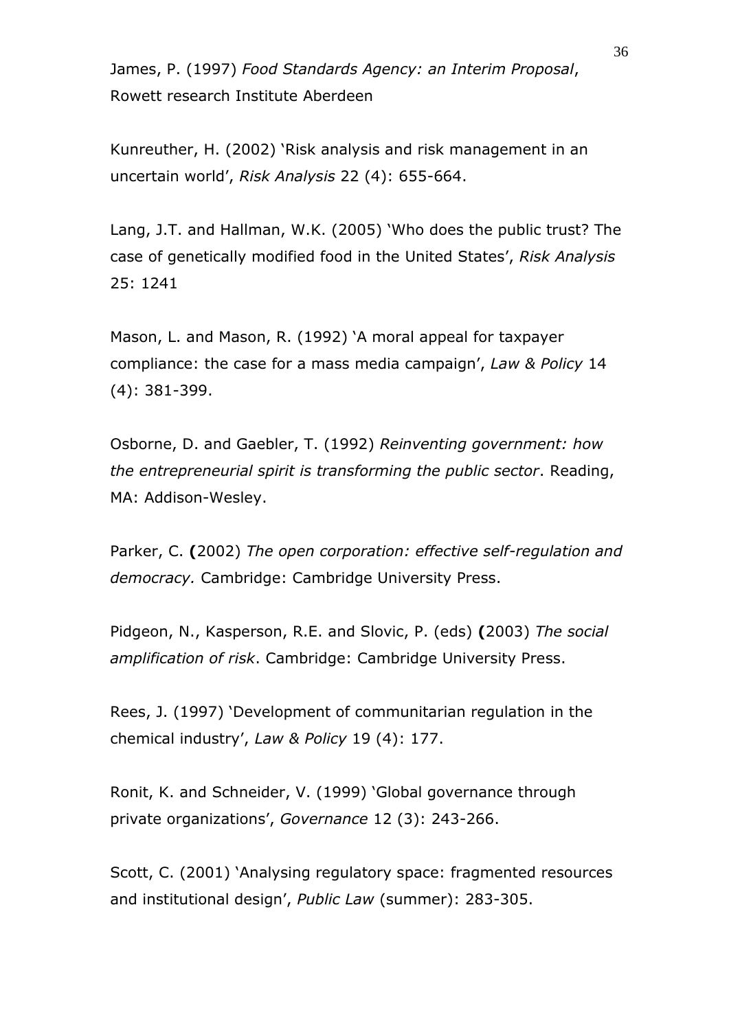James, P. (1997) *Food Standards Agency: an Interim Proposal*, Rowett research Institute Aberdeen

Kunreuther, H. (2002) 'Risk analysis and risk management in an uncertain world', *Risk Analysis* 22 (4): 655-664.

Lang, J.T. and Hallman, W.K. (2005) 'Who does the public trust? The case of genetically modified food in the United States', *Risk Analysis* 25: 1241

Mason, L. and Mason, R. (1992) 'A moral appeal for taxpayer compliance: the case for a mass media campaign', *Law & Policy* 14 (4): 381-399.

Osborne, D. and Gaebler, T. (1992) *Reinventing government: how the entrepreneurial spirit is transforming the public sector*. Reading, MA: Addison-Wesley.

Parker, C. **(**2002) *The open corporation: effective self-regulation and democracy.* Cambridge: Cambridge University Press.

Pidgeon, N., Kasperson, R.E. and Slovic, P. (eds) **(**2003) *The social amplification of risk*. Cambridge: Cambridge University Press.

Rees, J. (1997) 'Development of communitarian regulation in the chemical industry', *Law & Policy* 19 (4): 177.

Ronit, K. and Schneider, V. (1999) 'Global governance through private organizations', *Governance* 12 (3): 243-266.

Scott, C. (2001) 'Analysing regulatory space: fragmented resources and institutional design', *Public Law* (summer): 283-305.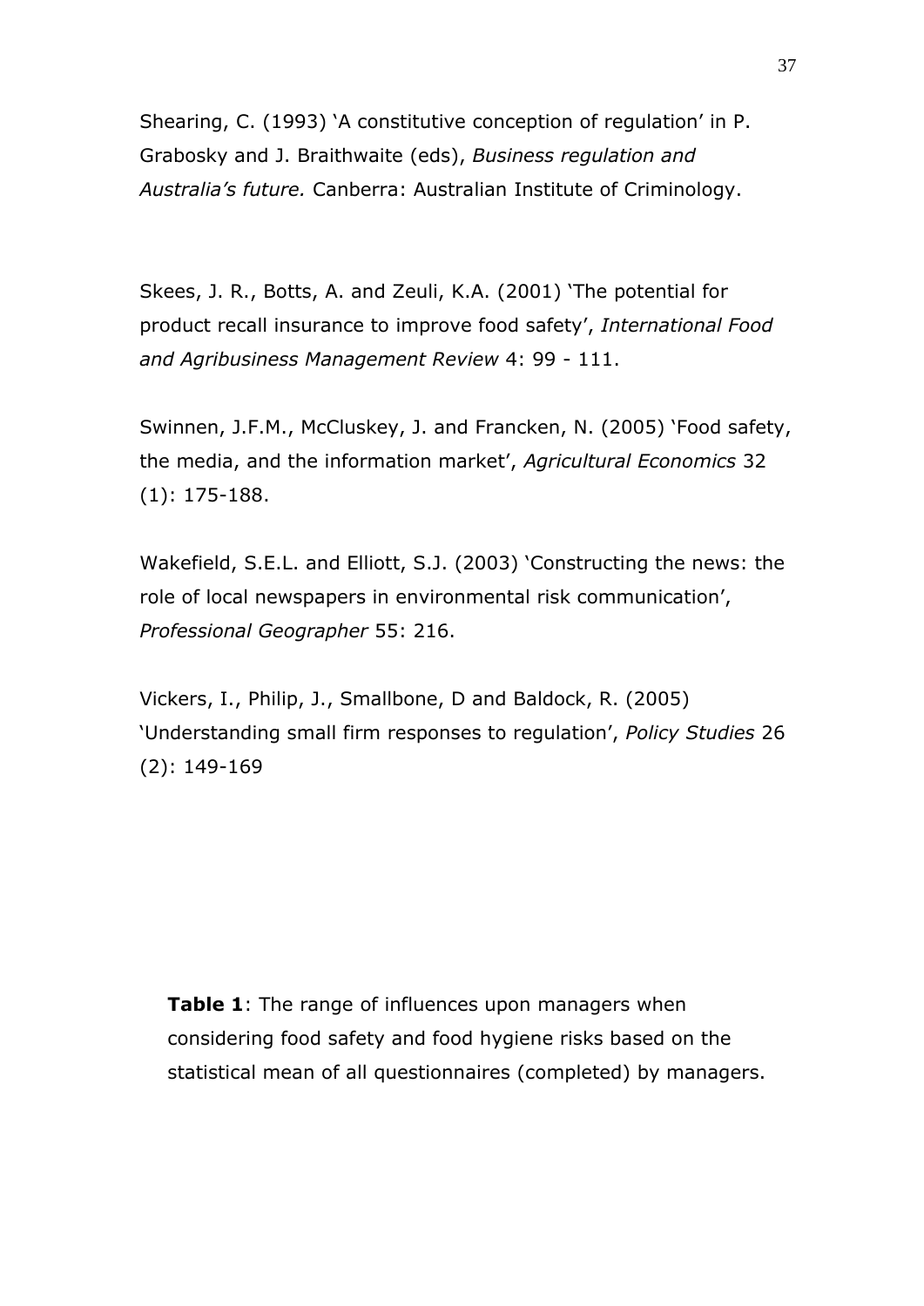Shearing, C. (1993) 'A constitutive conception of regulation' in P. Grabosky and J. Braithwaite (eds), *Business regulation and Australia's future.* Canberra: Australian Institute of Criminology.

Skees, J. R., Botts, A. and Zeuli, K.A. (2001) 'The potential for product recall insurance to improve food safety', *International Food and Agribusiness Management Review* 4: 99 - 111.

Swinnen, J.F.M., McCluskey, J. and Francken, N. (2005) 'Food safety, the media, and the information market', *Agricultural Economics* 32 (1): 175-188.

Wakefield, S.E.L. and Elliott, S.J. (2003) 'Constructing the news: the role of local newspapers in environmental risk communication', *Professional Geographer* 55: 216.

Vickers, I., Philip, J., Smallbone, D and Baldock, R. (2005) 'Understanding small firm responses to regulation', *Policy Studies* 26 (2): 149-169

**Table 1**: The range of influences upon managers when considering food safety and food hygiene risks based on the statistical mean of all questionnaires (completed) by managers.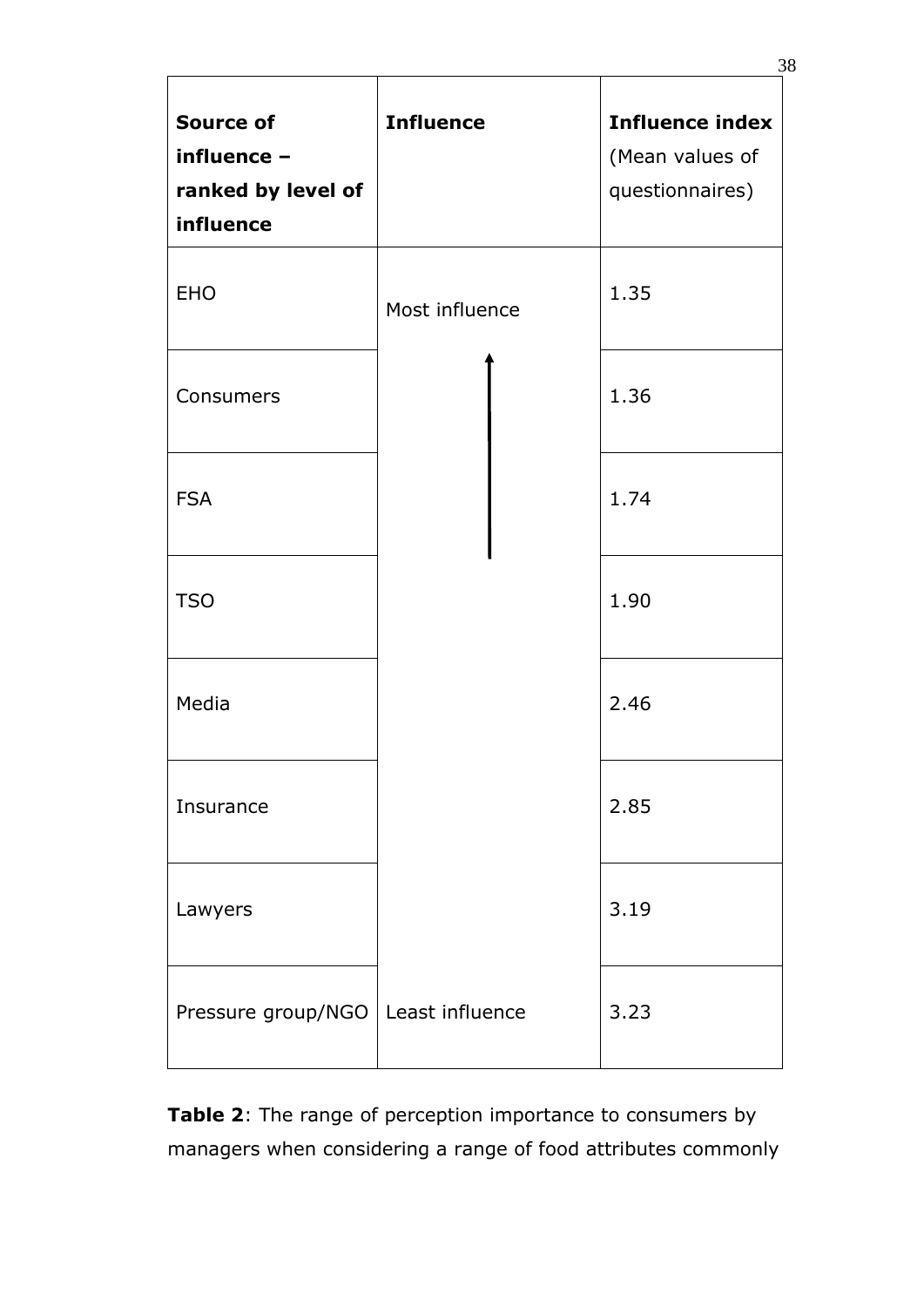| **Source of influence – ranked by level of influence** | **Influence** | **Influence index** (Mean values of questionnaires) |
|---|---|---|
| EHO | Most influence | 1.35 |
| Consumers | ↑ | 1.36 |
| FSA | | 1.74 |
| TSO | | 1.90 |
| Media | | 2.46 |
| Insurance | | 2.85 |
| Lawyers | | 3.19 |
| Pressure group/NGO | Least influence | 3.23 |

**Table 2**: The range of perception importance to consumers by managers when considering a range of food attributes commonly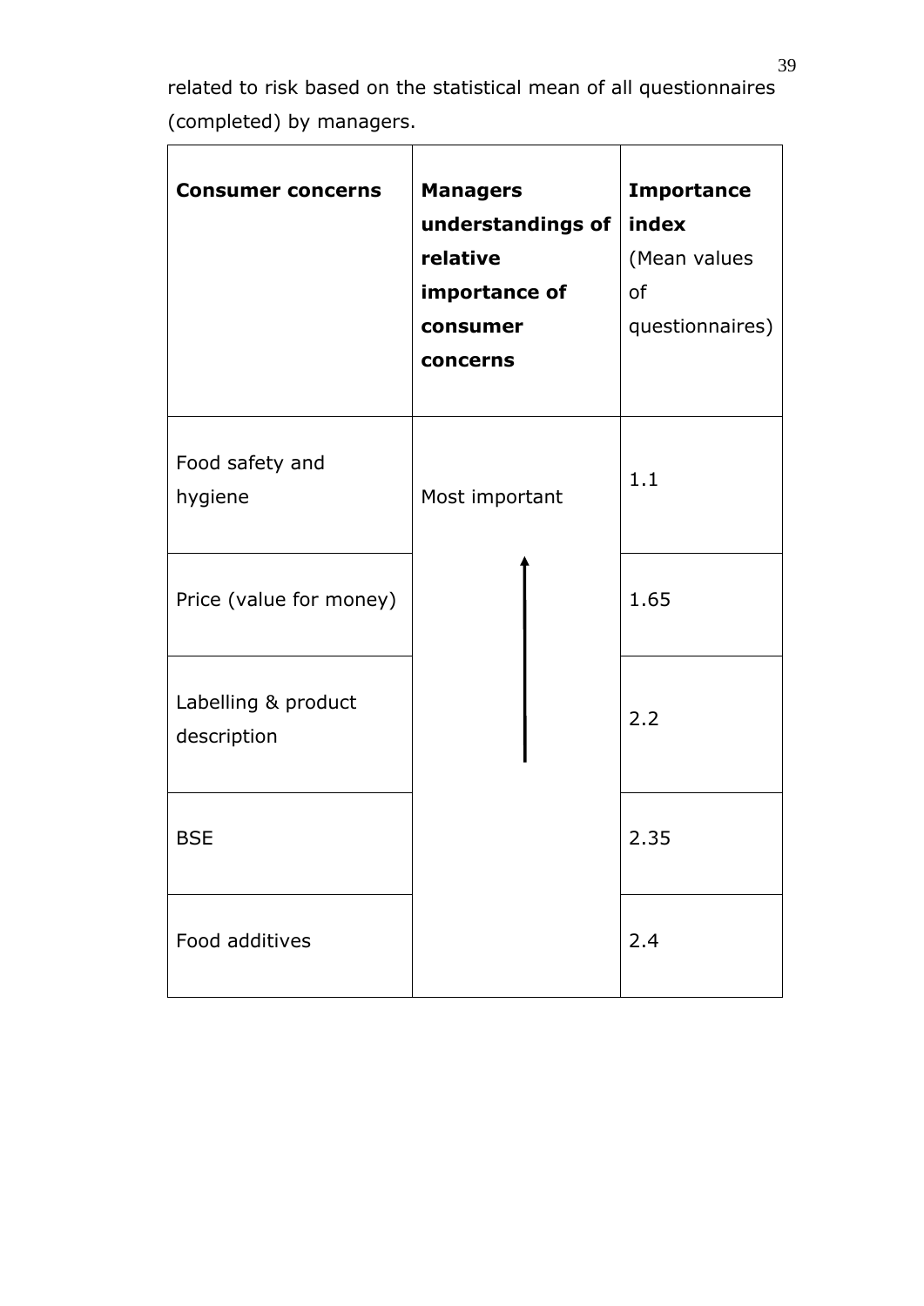related to risk based on the statistical mean of all questionnaires (completed) by managers.

| **Consumer concerns** | **Managers understandings of relative importance of consumer concerns** | **Importance index** (Mean values of questionnaires) |
|---|---|---|
| Food safety and hygiene | Most important | 1.1 |
| Price (value for money) | ↑ | 1.65 |
| Labelling & product description | | 2.2 |
| BSE | | 2.35 |
| Food additives | | 2.4 |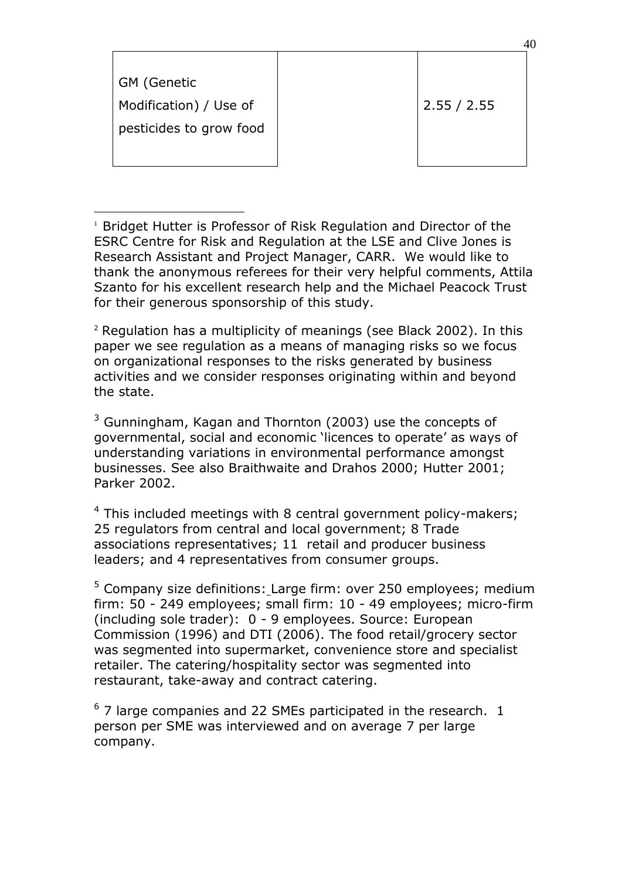| GM (Genetic Modification) / Use of pesticides to grow food | | 2.55 / 2.55 |
|---|---|---|

[1] Bridget Hutter is Professor of Risk Regulation and Director of the ESRC Centre for Risk and Regulation at the LSE and Clive Jones is Research Assistant and Project Manager, CARR. We would like to thank the anonymous referees for their very helpful comments, Attila Szanto for his excellent research help and the Michael Peacock Trust for their generous sponsorship of this study.

[2] Regulation has a multiplicity of meanings (see Black 2002). In this paper we see regulation as a means of managing risks so we focus on organizational responses to the risks generated by business activities and we consider responses originating within and beyond the state.

[3] Gunningham, Kagan and Thornton (2003) use the concepts of governmental, social and economic 'licences to operate' as ways of understanding variations in environmental performance amongst businesses. See also Braithwaite and Drahos 2000; Hutter 2001; Parker 2002.

[4] This included meetings with 8 central government policy-makers; 25 regulators from central and local government; 8 Trade associations representatives; 11 retail and producer business leaders; and 4 representatives from consumer groups.

[5] Company size definitions: Large firm: over 250 employees; medium firm: 50 - 249 employees; small firm: 10 - 49 employees; micro-firm (including sole trader): 0 - 9 employees. Source: European Commission (1996) and DTI (2006). The food retail/grocery sector was segmented into supermarket, convenience store and specialist retailer. The catering/hospitality sector was segmented into restaurant, take-away and contract catering.

[6] 7 large companies and 22 SMEs participated in the research. 1 person per SME was interviewed and on average 7 per large company.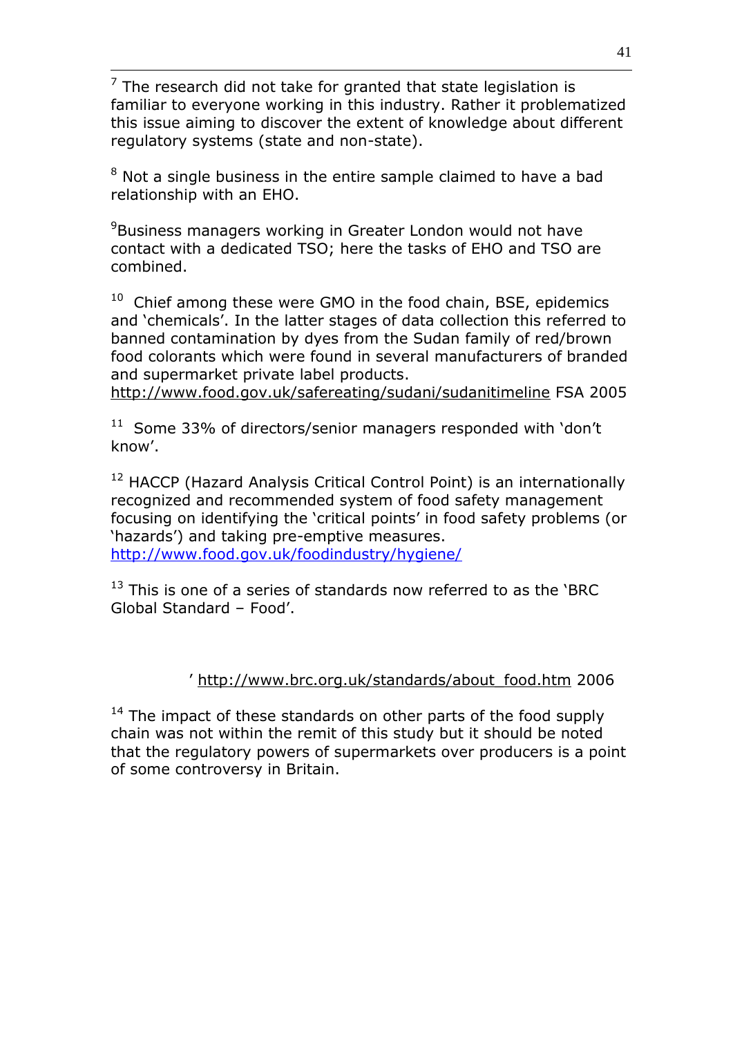[7] The research did not take for granted that state legislation is familiar to everyone working in this industry. Rather it problematized this issue aiming to discover the extent of knowledge about different regulatory systems (state and non-state).

[8] Not a single business in the entire sample claimed to have a bad relationship with an EHO.

[9] Business managers working in Greater London would not have contact with a dedicated TSO; here the tasks of EHO and TSO are combined.

[10] Chief among these were GMO in the food chain, BSE, epidemics and 'chemicals'. In the latter stages of data collection this referred to banned contamination by dyes from the Sudan family of red/brown food colorants which were found in several manufacturers of branded and supermarket private label products. http://www.food.gov.uk/safereating/sudani/sudanitimeline FSA 2005

[11] Some 33% of directors/senior managers responded with 'don't know'.

[12] HACCP (Hazard Analysis Critical Control Point) is an internationally recognized and recommended system of food safety management focusing on identifying the 'critical points' in food safety problems (or 'hazards') and taking pre-emptive measures. http://www.food.gov.uk/foodindustry/hygiene/

[13] This is one of a series of standards now referred to as the 'BRC Global Standard – Food'.

' http://www.brc.org.uk/standards/about_food.htm 2006

[14] The impact of these standards on other parts of the food supply chain was not within the remit of this study but it should be noted that the regulatory powers of supermarkets over producers is a point of some controversy in Britain.